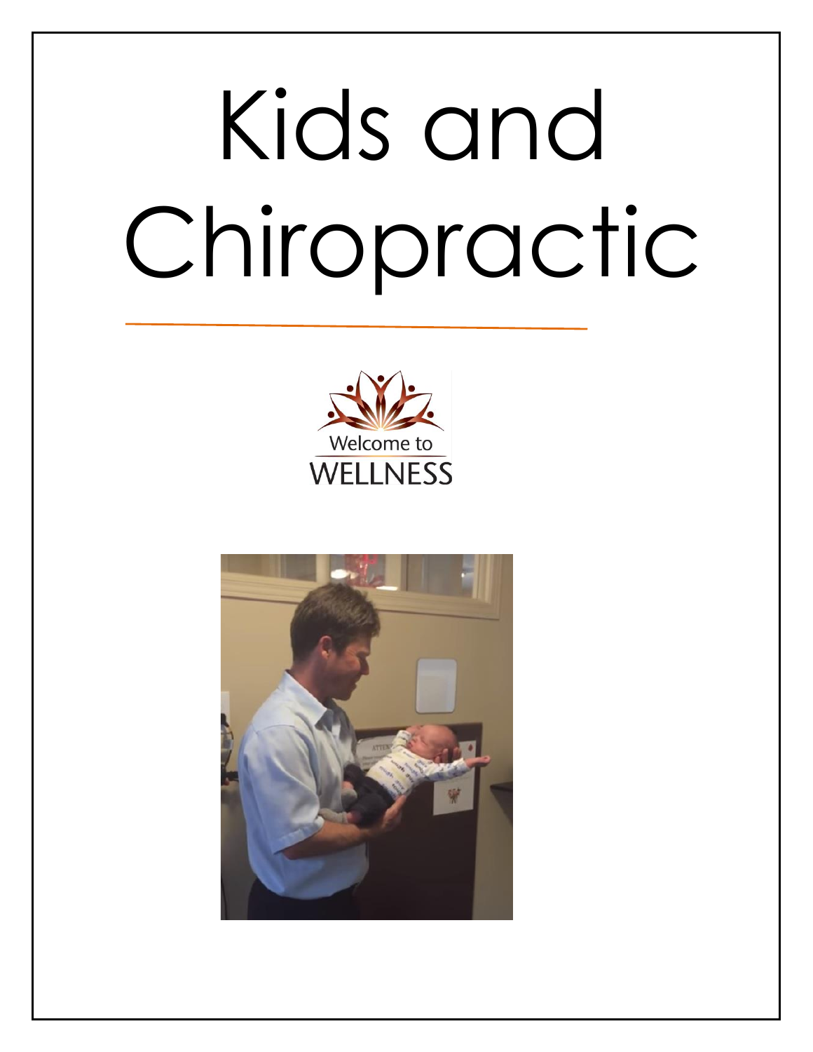# Kids and Chiropractic

Welcome to

WELLNESS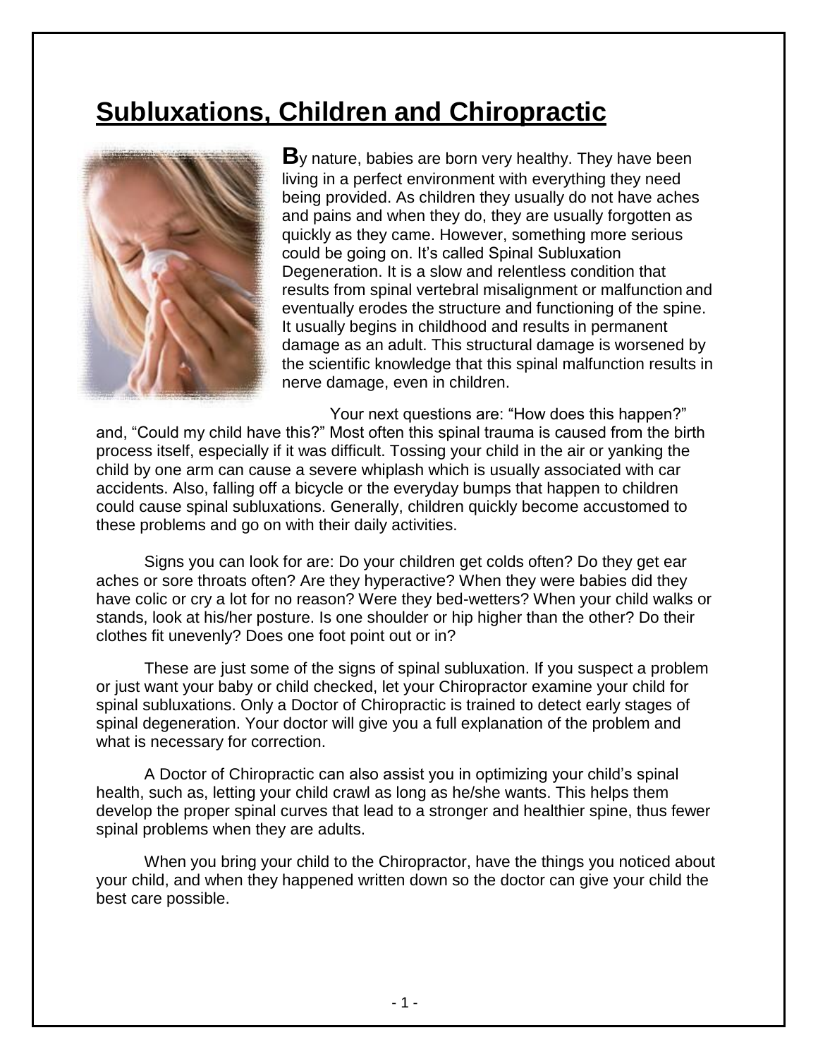# Subluxations, Children and Chiropractic

By nature, babies are born very healthy. They have been living in a perfect environment with everything they need being provided. As children they usually do not have aches and pains and when they do, they are usually forgotten as quickly as they came. However, something more serious could be going on. It's called Spinal Subluxation Degeneration. It is a slow and relentless condition that results from spinal vertebral misalignment or malfunction and eventually erodes the structure and functioning of the spine. It usually begins in childhood and results in permanent damage as an adult. This structural damage is worsened by the scientific knowledge that this spinal malfunction results in nerve damage, even in children.

Your next questions are: "How does this happen?" and, "Could my child have this?" Most often this spinal trauma is caused from the birth process itself, especially if it was difficult. Tossing your child in the air or yanking the child by one arm can cause a severe whiplash which is usually associated with car accidents. Also, falling off a bicycle or the everyday bumps that happen to children could cause spinal subluxations. Generally, children quickly become accustomed to these problems and go on with their daily activities.

Signs you can look for are: Do your children get colds often? Do they get ear aches or sore throats often? Are they hyperactive? When they were babies did they have colic or cry a lot for no reason? Were they bed-wetters? When your child walks or stands, look at his/her posture. Is one shoulder or hip higher than the other? Do their clothes fit unevenly? Does one foot point out or in?

These are just some of the signs of spinal subluxation. If you suspect a problem or just want your baby or child checked, let your Chiropractor examine your child for spinal subluxations. Only a Doctor of Chiropractic is trained to detect early stages of spinal degeneration. Your doctor will give you a full explanation of the problem and what is necessary for correction.

A Doctor of Chiropractic can also assist you in optimizing your child's spinal health, such as, letting your child crawl as long as he/she wants. This helps them develop the proper spinal curves that lead to a stronger and healthier spine, thus fewer spinal problems when they are adults.

When you bring your child to the Chiropractor, have the things you noticed about your child, and when they happened written down so the doctor can give your child the best care possible.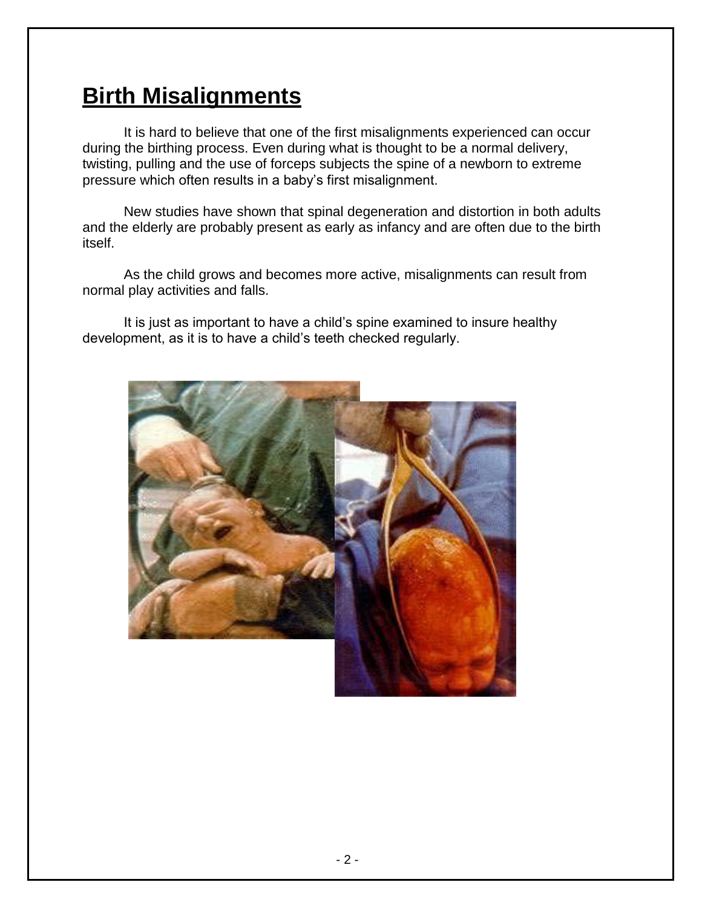# Birth Misalignments

It is hard to believe that one of the first misalignments experienced can occur during the birthing process. Even during what is thought to be a normal delivery, twisting, pulling and the use of forceps subjects the spine of a newborn to extreme pressure which often results in a baby's first misalignment.

New studies have shown that spinal degeneration and distortion in both adults and the elderly are probably present as early as infancy and are often due to the birth itself.

As the child grows and becomes more active, misalignments can result from normal play activities and falls.

It is just as important to have a child's spine examined to insure healthy development, as it is to have a child's teeth checked regularly.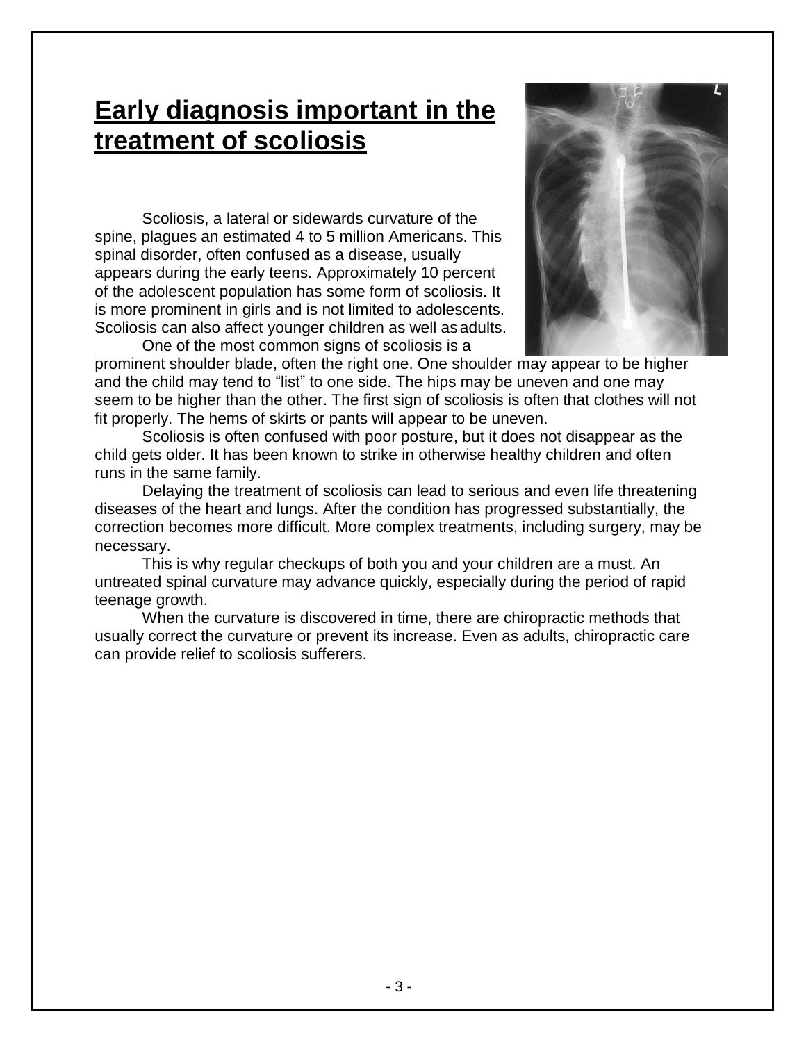# Early diagnosis important in the treatment of scoliosis

Scoliosis, a lateral or sidewards curvature of the spine, plagues an estimated 4 to 5 million Americans. This spinal disorder, often confused as a disease, usually appears during the early teens. Approximately 10 percent of the adolescent population has some form of scoliosis. It is more prominent in girls and is not limited to adolescents. Scoliosis can also affect younger children as well as adults.

One of the most common signs of scoliosis is a prominent shoulder blade, often the right one. One shoulder may appear to be higher and the child may tend to "list" to one side. The hips may be uneven and one may seem to be higher than the other. The first sign of scoliosis is often that clothes will not fit properly. The hems of skirts or pants will appear to be uneven.

Scoliosis is often confused with poor posture, but it does not disappear as the child gets older. It has been known to strike in otherwise healthy children and often runs in the same family.

Delaying the treatment of scoliosis can lead to serious and even life threatening diseases of the heart and lungs. After the condition has progressed substantially, the correction becomes more difficult. More complex treatments, including surgery, may be necessary.

This is why regular checkups of both you and your children are a must. An untreated spinal curvature may advance quickly, especially during the period of rapid teenage growth.

When the curvature is discovered in time, there are chiropractic methods that usually correct the curvature or prevent its increase. Even as adults, chiropractic care can provide relief to scoliosis sufferers.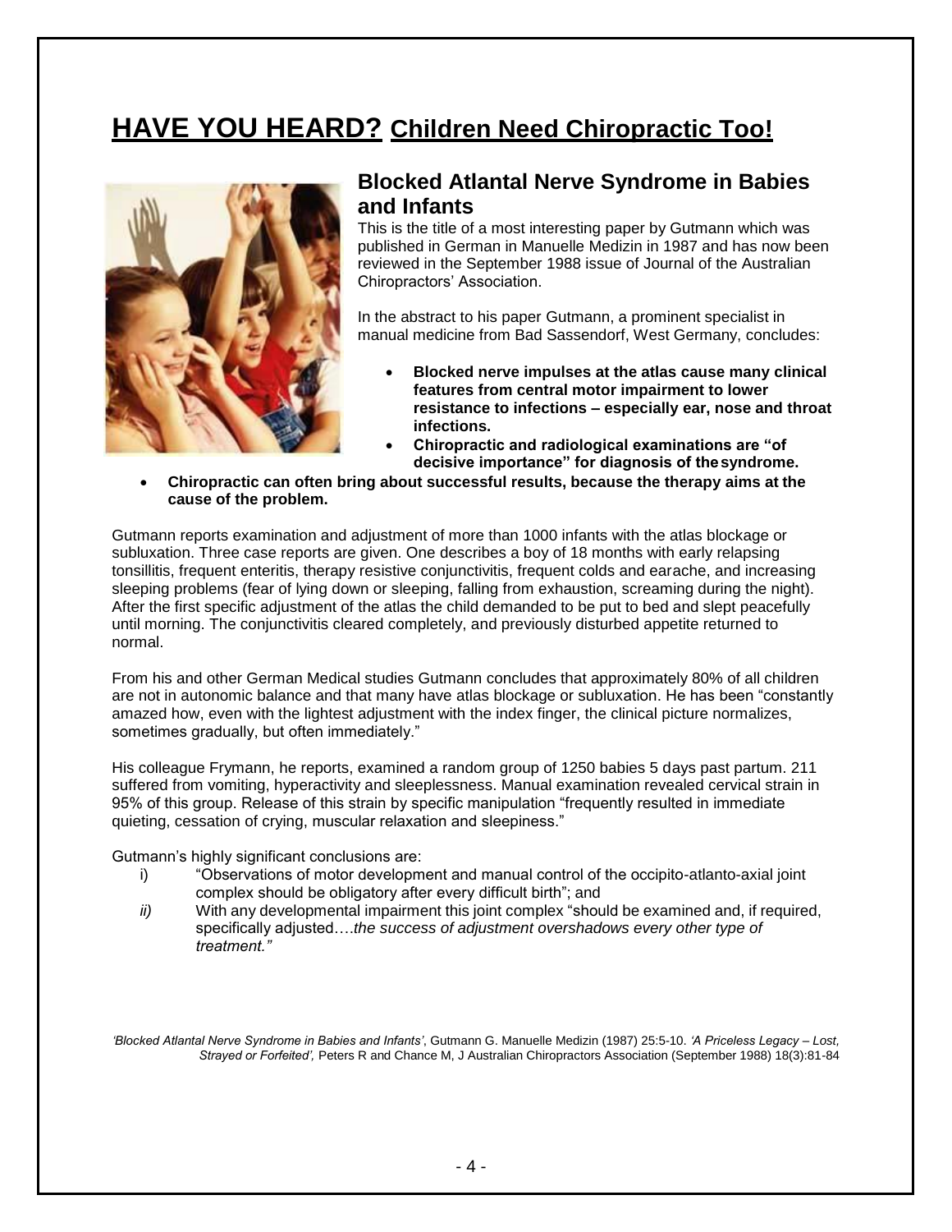# **HAVE YOU HEARD? Children Need Chiropractic Too!**

## Blocked Atlantal Nerve Syndrome in Babies and Infants

This is the title of a most interesting paper by Gutmann which was published in German in Manuelle Medizin in 1987 and has now been reviewed in the September 1988 issue of Journal of the Australian Chiropractors' Association.

In the abstract to his paper Gutmann, a prominent specialist in manual medicine from Bad Sassendorf, West Germany, concludes:

- **Blocked nerve impulses at the atlas cause many clinical features from central motor impairment to lower resistance to infections – especially ear, nose and throat infections.**
- **Chiropractic and radiological examinations are "of decisive importance" for diagnosis of the syndrome.**
- **Chiropractic can often bring about successful results, because the therapy aims at the cause of the problem.**

Gutmann reports examination and adjustment of more than 1000 infants with the atlas blockage or subluxation. Three case reports are given. One describes a boy of 18 months with early relapsing tonsillitis, frequent enteritis, therapy resistive conjunctivitis, frequent colds and earache, and increasing sleeping problems (fear of lying down or sleeping, falling from exhaustion, screaming during the night). After the first specific adjustment of the atlas the child demanded to be put to bed and slept peacefully until morning. The conjunctivitis cleared completely, and previously disturbed appetite returned to normal.

From his and other German Medical studies Gutmann concludes that approximately 80% of all children are not in autonomic balance and that many have atlas blockage or subluxation. He has been "constantly amazed how, even with the lightest adjustment with the index finger, the clinical picture normalizes, sometimes gradually, but often immediately."

His colleague Frymann, he reports, examined a random group of 1250 babies 5 days past partum. 211 suffered from vomiting, hyperactivity and sleeplessness. Manual examination revealed cervical strain in 95% of this group. Release of this strain by specific manipulation "frequently resulted in immediate quieting, cessation of crying, muscular relaxation and sleepiness."

Gutmann's highly significant conclusions are:

i) "Observations of motor development and manual control of the occipito-atlanto-axial joint complex should be obligatory after every difficult birth"; and

*ii)* With any developmental impairment this joint complex "should be examined and, if required, specifically adjusted….*the success of adjustment overshadows every other type of treatment."*

*'Blocked Atlantal Nerve Syndrome in Babies and Infants'*, Gutmann G. Manuelle Medizin (1987) 25:5-10. *'A Priceless Legacy – Lost, Strayed or Forfeited',* Peters R and Chance M, J Australian Chiropractors Association (September 1988) 18(3):81-84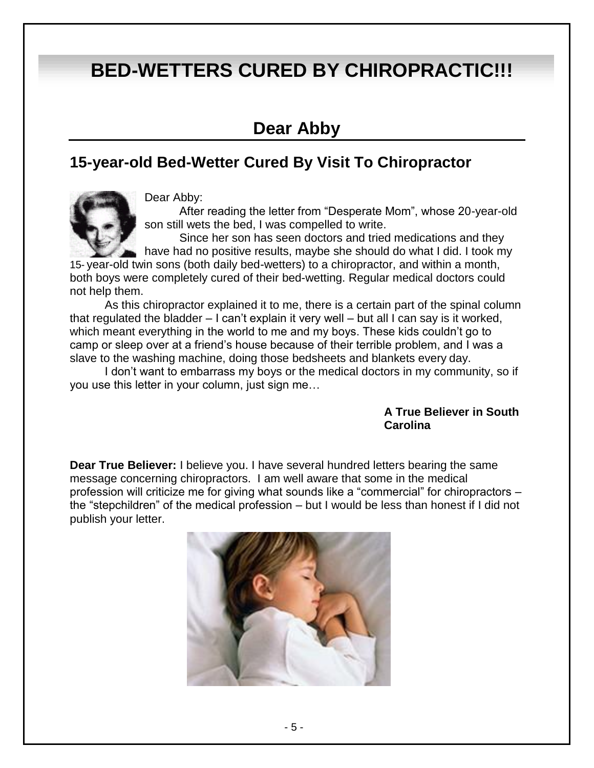# BED-WETTERS CURED BY CHIROPRACTIC!!!

## Dear Abby

### 15-year-old Bed-Wetter Cured By Visit To Chiropractor

Dear Abby:

After reading the letter from "Desperate Mom", whose 20-year-old son still wets the bed, I was compelled to write.

Since her son has seen doctors and tried medications and they have had no positive results, maybe she should do what I did. I took my 15- year-old twin sons (both daily bed-wetters) to a chiropractor, and within a month, both boys were completely cured of their bed-wetting. Regular medical doctors could not help them.

As this chiropractor explained it to me, there is a certain part of the spinal column that regulated the bladder – I can't explain it very well – but all I can say is it worked, which meant everything in the world to me and my boys. These kids couldn't go to camp or sleep over at a friend's house because of their terrible problem, and I was a slave to the washing machine, doing those bedsheets and blankets every day.

I don't want to embarrass my boys or the medical doctors in my community, so if you use this letter in your column, just sign me…

**A True Believer in South Carolina**

**Dear True Believer:** I believe you. I have several hundred letters bearing the same message concerning chiropractors. I am well aware that some in the medical profession will criticize me for giving what sounds like a "commercial" for chiropractors – the "stepchildren" of the medical profession – but I would be less than honest if I did not publish your letter.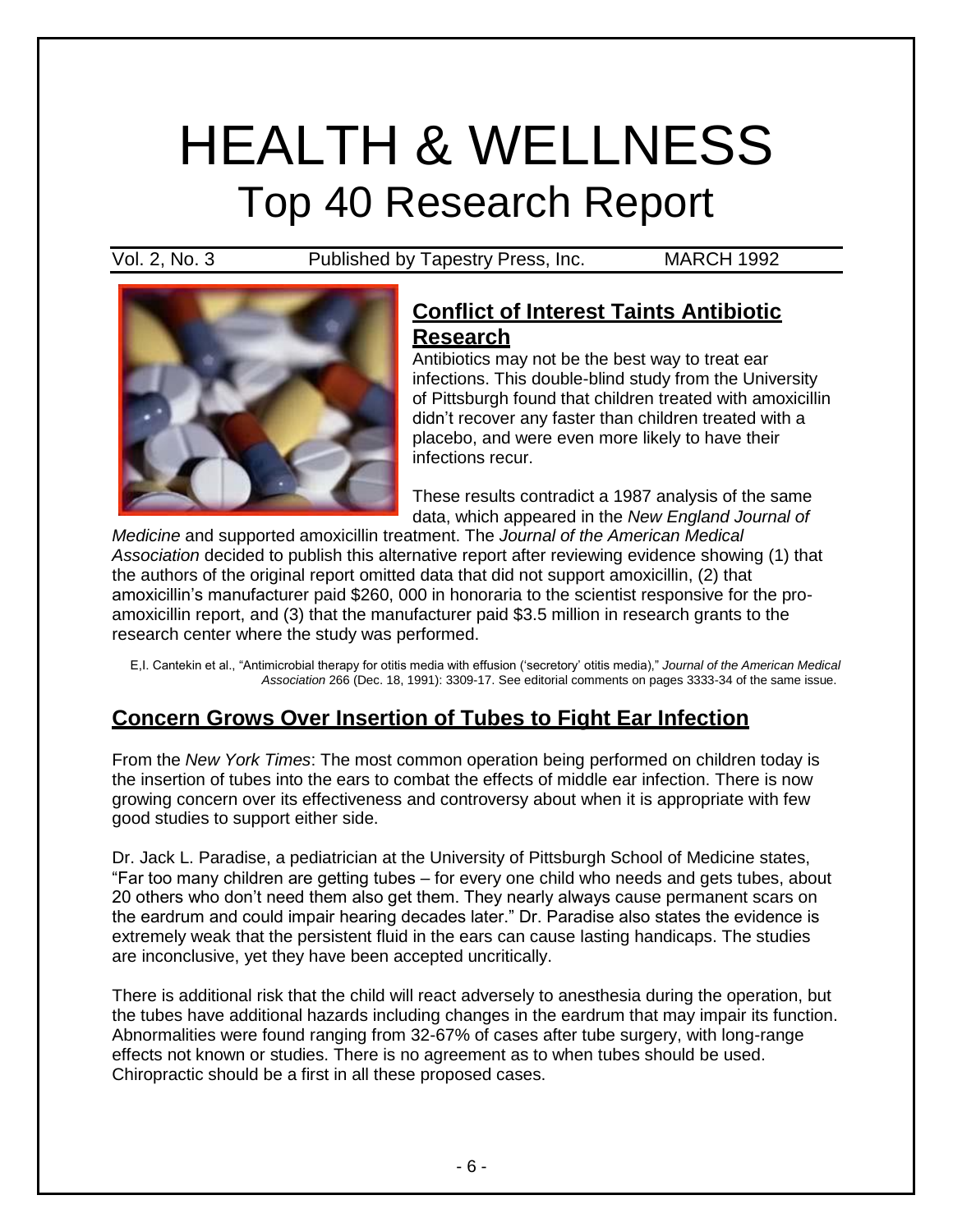# HEALTH & WELLNESS
## Top 40 Research Report

Vol. 2, No. 3 Published by Tapestry Press, Inc. MARCH 1992

### Conflict of Interest Taints Antibiotic Research

Antibiotics may not be the best way to treat ear infections. This double-blind study from the University of Pittsburgh found that children treated with amoxicillin didn't recover any faster than children treated with a placebo, and were even more likely to have their infections recur.

These results contradict a 1987 analysis of the same data, which appeared in the *New England Journal of Medicine* and supported amoxicillin treatment. The *Journal of the American Medical Association* decided to publish this alternative report after reviewing evidence showing (1) that the authors of the original report omitted data that did not support amoxicillin, (2) that amoxicillin's manufacturer paid $260, 000 in honoraria to the scientist responsive for the pro-amoxicillin report, and (3) that the manufacturer paid $3.5 million in research grants to the research center where the study was performed.

E,I. Cantekin et al., "Antimicrobial therapy for otitis media with effusion ('secretory' otitis media)," *Journal of the American Medical Association* 266 (Dec. 18, 1991): 3309-17. See editorial comments on pages 3333-34 of the same issue.

### Concern Grows Over Insertion of Tubes to Fight Ear Infection

From the *New York Times*: The most common operation being performed on children today is the insertion of tubes into the ears to combat the effects of middle ear infection. There is now growing concern over its effectiveness and controversy about when it is appropriate with few good studies to support either side.

Dr. Jack L. Paradise, a pediatrician at the University of Pittsburgh School of Medicine states, "Far too many children are getting tubes – for every one child who needs and gets tubes, about 20 others who don't need them also get them. They nearly always cause permanent scars on the eardrum and could impair hearing decades later." Dr. Paradise also states the evidence is extremely weak that the persistent fluid in the ears can cause lasting handicaps. The studies are inconclusive, yet they have been accepted uncritically.

There is additional risk that the child will react adversely to anesthesia during the operation, but the tubes have additional hazards including changes in the eardrum that may impair its function. Abnormalities were found ranging from 32-67% of cases after tube surgery, with long-range effects not known or studies. There is no agreement as to when tubes should be used. Chiropractic should be a first in all these proposed cases.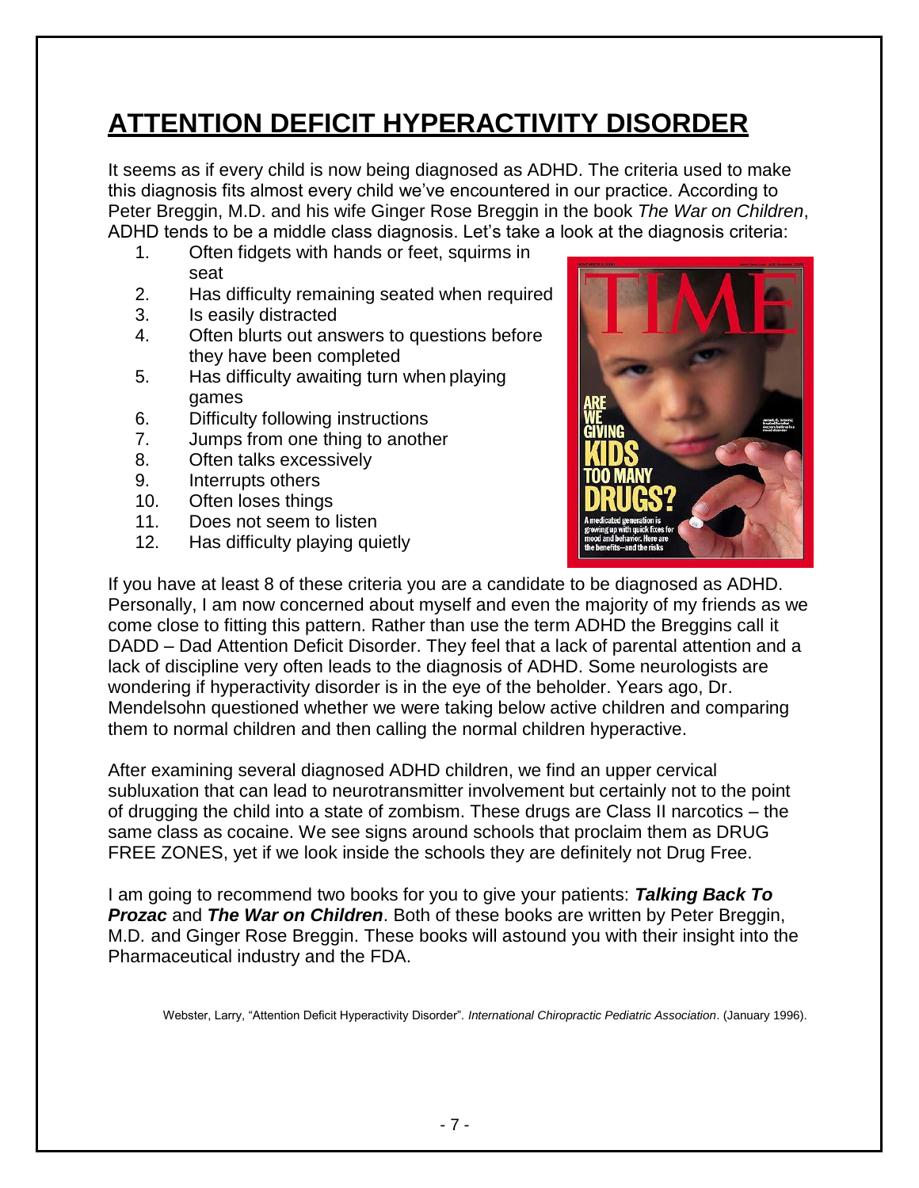# ATTENTION DEFICIT HYPERACTIVITY DISORDER

It seems as if every child is now being diagnosed as ADHD. The criteria used to make this diagnosis fits almost every child we've encountered in our practice. According to Peter Breggin, M.D. and his wife Ginger Rose Breggin in the book *The War on Children*, ADHD tends to be a middle class diagnosis. Let's take a look at the diagnosis criteria:

1. Often fidgets with hands or feet, squirms in seat
2. Has difficulty remaining seated when required
3. Is easily distracted
4. Often blurts out answers to questions before they have been completed
5. Has difficulty awaiting turn when playing games
6. Difficulty following instructions
7. Jumps from one thing to another
8. Often talks excessively
9. Interrupts others
10. Often loses things
11. Does not seem to listen
12. Has difficulty playing quietly

If you have at least 8 of these criteria you are a candidate to be diagnosed as ADHD. Personally, I am now concerned about myself and even the majority of my friends as we come close to fitting this pattern. Rather than use the term ADHD the Breggins call it DADD – Dad Attention Deficit Disorder. They feel that a lack of parental attention and a lack of discipline very often leads to the diagnosis of ADHD. Some neurologists are wondering if hyperactivity disorder is in the eye of the beholder. Years ago, Dr. Mendelsohn questioned whether we were taking below active children and comparing them to normal children and then calling the normal children hyperactive.

After examining several diagnosed ADHD children, we find an upper cervical subluxation that can lead to neurotransmitter involvement but certainly not to the point of drugging the child into a state of zombism. These drugs are Class II narcotics – the same class as cocaine. We see signs around schools that proclaim them as DRUG FREE ZONES, yet if we look inside the schools they are definitely not Drug Free.

I am going to recommend two books for you to give your patients: ***Talking Back To Prozac*** and ***The War on Children***. Both of these books are written by Peter Breggin, M.D. and Ginger Rose Breggin. These books will astound you with their insight into the Pharmaceutical industry and the FDA.

Webster, Larry, "Attention Deficit Hyperactivity Disorder". *International Chiropractic Pediatric Association*. (January 1996).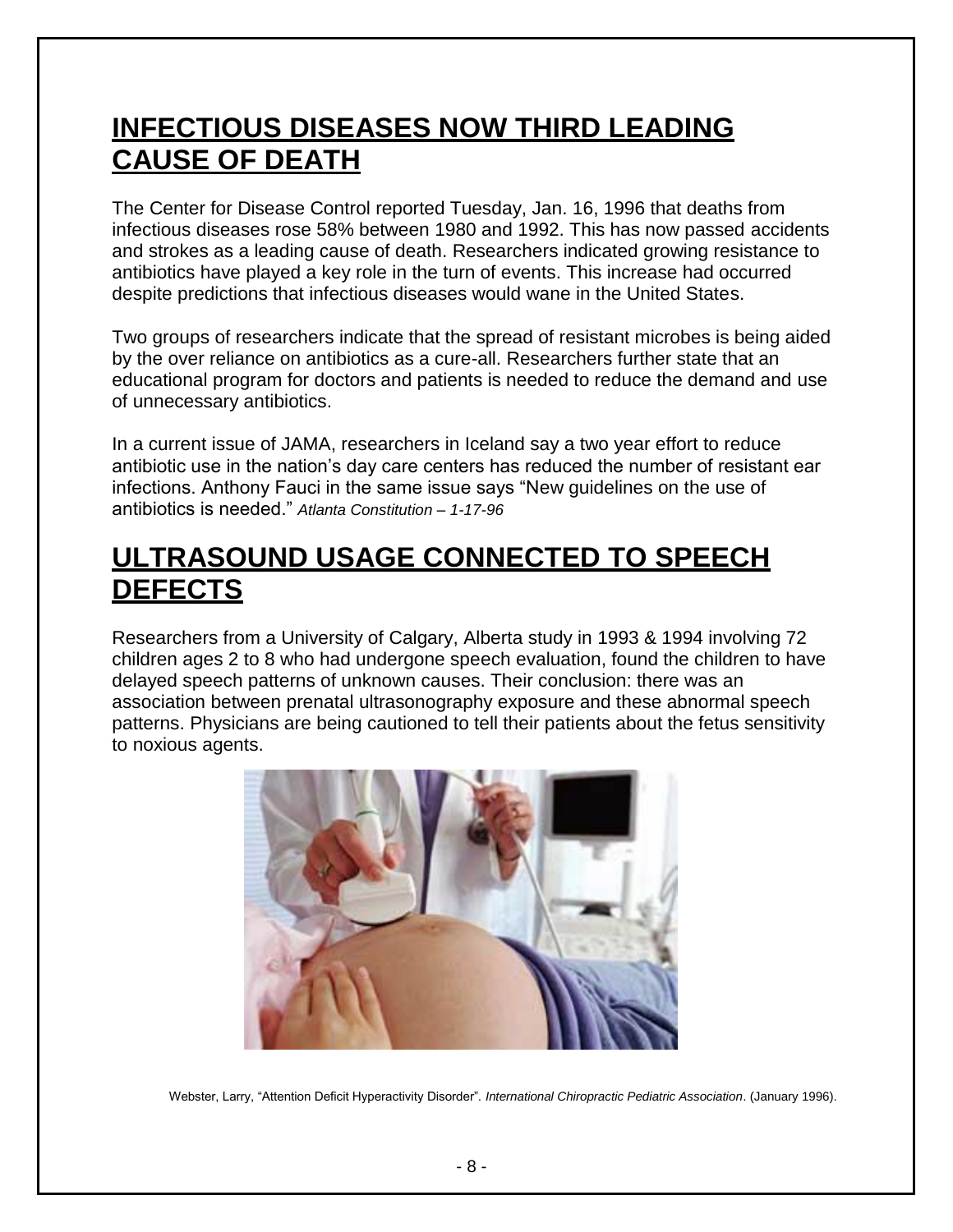## INFECTIOUS DISEASES NOW THIRD LEADING CAUSE OF DEATH

The Center for Disease Control reported Tuesday, Jan. 16, 1996 that deaths from infectious diseases rose 58% between 1980 and 1992. This has now passed accidents and strokes as a leading cause of death. Researchers indicated growing resistance to antibiotics have played a key role in the turn of events. This increase had occurred despite predictions that infectious diseases would wane in the United States.

Two groups of researchers indicate that the spread of resistant microbes is being aided by the over reliance on antibiotics as a cure-all. Researchers further state that an educational program for doctors and patients is needed to reduce the demand and use of unnecessary antibiotics.

In a current issue of JAMA, researchers in Iceland say a two year effort to reduce antibiotic use in the nation's day care centers has reduced the number of resistant ear infections. Anthony Fauci in the same issue says "New guidelines on the use of antibiotics is needed." *Atlanta Constitution – 1-17-96*

## ULTRASOUND USAGE CONNECTED TO SPEECH DEFECTS

Researchers from a University of Calgary, Alberta study in 1993 & 1994 involving 72 children ages 2 to 8 who had undergone speech evaluation, found the children to have delayed speech patterns of unknown causes. Their conclusion: there was an association between prenatal ultrasonography exposure and these abnormal speech patterns. Physicians are being cautioned to tell their patients about the fetus sensitivity to noxious agents.

Webster, Larry, "Attention Deficit Hyperactivity Disorder". *International Chiropractic Pediatric Association*. (January 1996).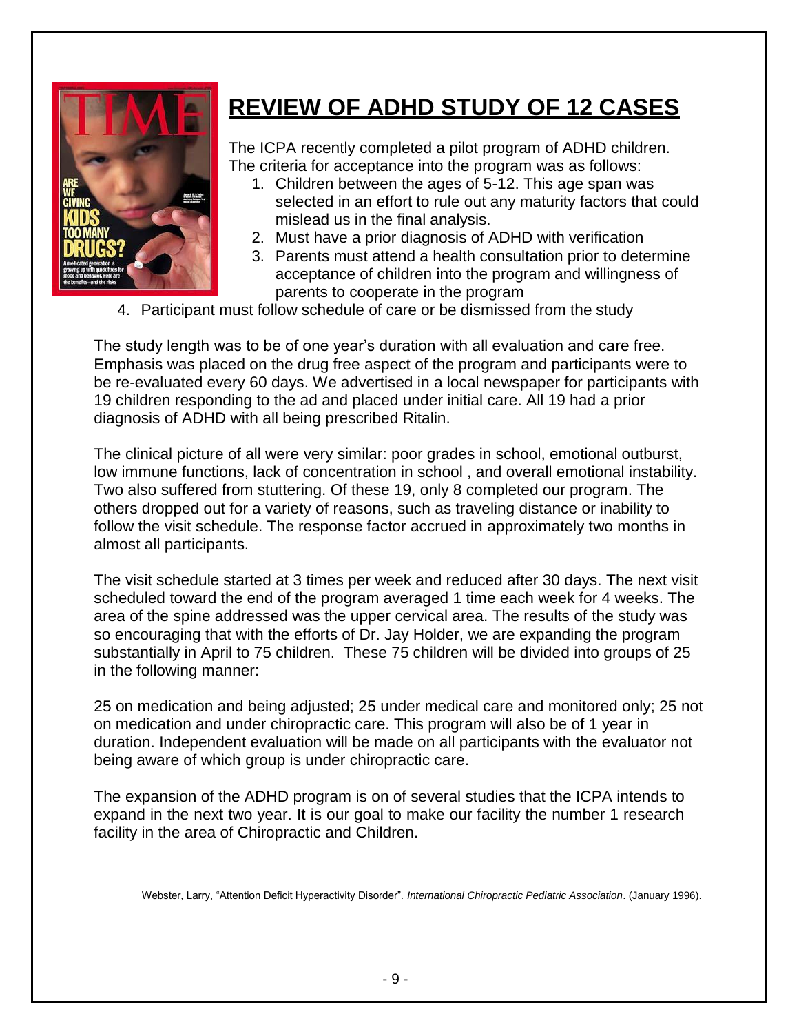# REVIEW OF ADHD STUDY OF 12 CASES

The ICPA recently completed a pilot program of ADHD children. The criteria for acceptance into the program was as follows:

1. Children between the ages of 5-12. This age span was selected in an effort to rule out any maturity factors that could mislead us in the final analysis.
2. Must have a prior diagnosis of ADHD with verification
3. Parents must attend a health consultation prior to determine acceptance of children into the program and willingness of parents to cooperate in the program
4. Participant must follow schedule of care or be dismissed from the study

The study length was to be of one year's duration with all evaluation and care free. Emphasis was placed on the drug free aspect of the program and participants were to be re-evaluated every 60 days. We advertised in a local newspaper for participants with 19 children responding to the ad and placed under initial care. All 19 had a prior diagnosis of ADHD with all being prescribed Ritalin.

The clinical picture of all were very similar: poor grades in school, emotional outburst, low immune functions, lack of concentration in school , and overall emotional instability. Two also suffered from stuttering. Of these 19, only 8 completed our program. The others dropped out for a variety of reasons, such as traveling distance or inability to follow the visit schedule. The response factor accrued in approximately two months in almost all participants.

The visit schedule started at 3 times per week and reduced after 30 days. The next visit scheduled toward the end of the program averaged 1 time each week for 4 weeks. The area of the spine addressed was the upper cervical area. The results of the study was so encouraging that with the efforts of Dr. Jay Holder, we are expanding the program substantially in April to 75 children. These 75 children will be divided into groups of 25 in the following manner:

25 on medication and being adjusted; 25 under medical care and monitored only; 25 not on medication and under chiropractic care. This program will also be of 1 year in duration. Independent evaluation will be made on all participants with the evaluator not being aware of which group is under chiropractic care.

The expansion of the ADHD program is on of several studies that the ICPA intends to expand in the next two year. It is our goal to make our facility the number 1 research facility in the area of Chiropractic and Children.

Webster, Larry, "Attention Deficit Hyperactivity Disorder". *International Chiropractic Pediatric Association*. (January 1996).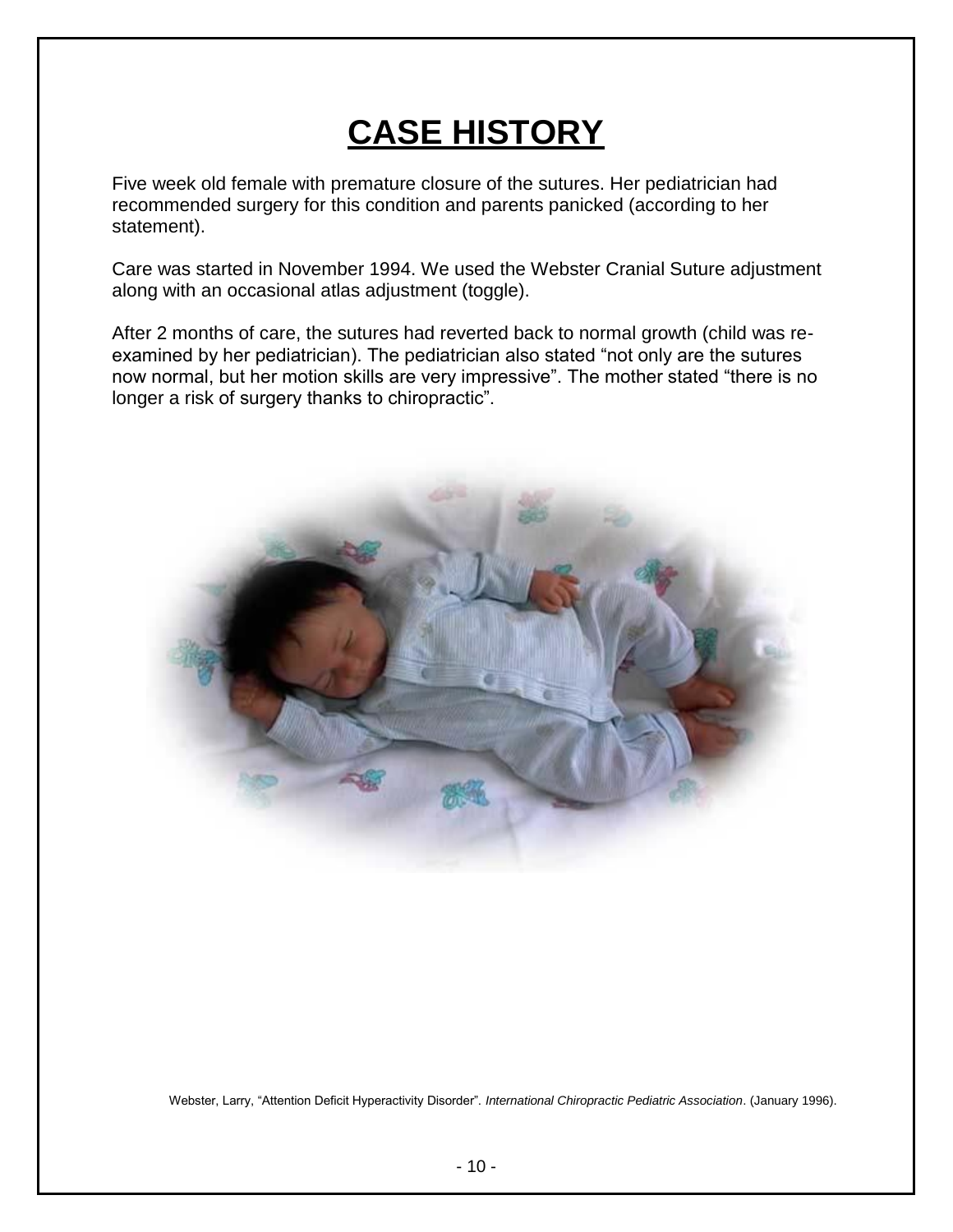# CASE HISTORY

Five week old female with premature closure of the sutures. Her pediatrician had recommended surgery for this condition and parents panicked (according to her statement).

Care was started in November 1994. We used the Webster Cranial Suture adjustment along with an occasional atlas adjustment (toggle).

After 2 months of care, the sutures had reverted back to normal growth (child was re-examined by her pediatrician). The pediatrician also stated "not only are the sutures now normal, but her motion skills are very impressive". The mother stated "there is no longer a risk of surgery thanks to chiropractic".

Webster, Larry, "Attention Deficit Hyperactivity Disorder". *International Chiropractic Pediatric Association*. (January 1996).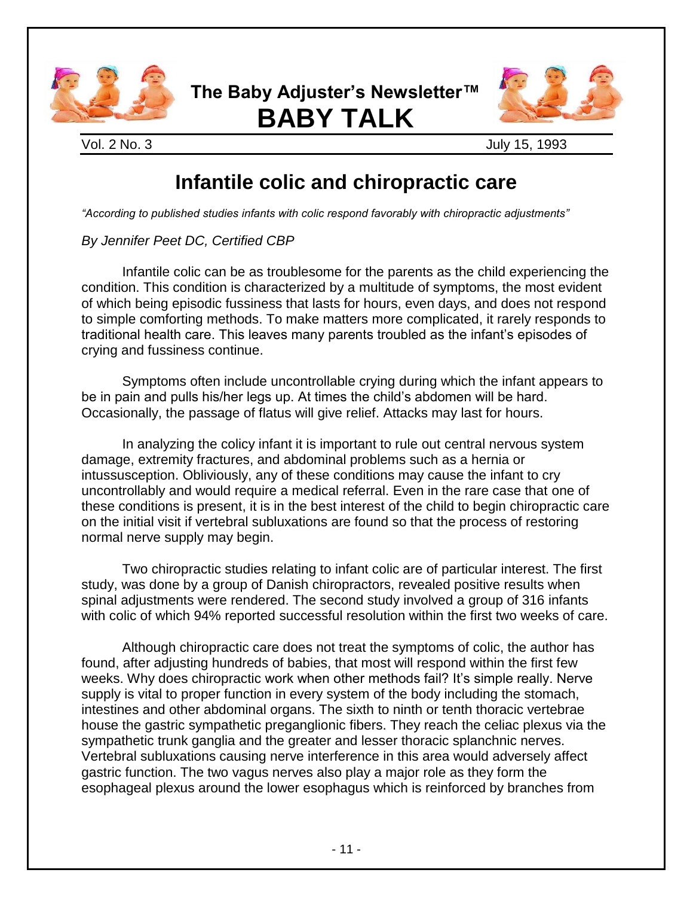# The Baby Adjuster's Newsletter™
# BABY TALK

Vol. 2 No. 3 July 15, 1993

## Infantile colic and chiropractic care

*"According to published studies infants with colic respond favorably with chiropractic adjustments"*

*By Jennifer Peet DC, Certified CBP*

Infantile colic can be as troublesome for the parents as the child experiencing the condition. This condition is characterized by a multitude of symptoms, the most evident of which being episodic fussiness that lasts for hours, even days, and does not respond to simple comforting methods. To make matters more complicated, it rarely responds to traditional health care. This leaves many parents troubled as the infant's episodes of crying and fussiness continue.

Symptoms often include uncontrollable crying during which the infant appears to be in pain and pulls his/her legs up. At times the child's abdomen will be hard. Occasionally, the passage of flatus will give relief. Attacks may last for hours.

In analyzing the colicy infant it is important to rule out central nervous system damage, extremity fractures, and abdominal problems such as a hernia or intussusception. Obliviously, any of these conditions may cause the infant to cry uncontrollably and would require a medical referral. Even in the rare case that one of these conditions is present, it is in the best interest of the child to begin chiropractic care on the initial visit if vertebral subluxations are found so that the process of restoring normal nerve supply may begin.

Two chiropractic studies relating to infant colic are of particular interest. The first study, was done by a group of Danish chiropractors, revealed positive results when spinal adjustments were rendered. The second study involved a group of 316 infants with colic of which 94% reported successful resolution within the first two weeks of care.

Although chiropractic care does not treat the symptoms of colic, the author has found, after adjusting hundreds of babies, that most will respond within the first few weeks. Why does chiropractic work when other methods fail? It's simple really. Nerve supply is vital to proper function in every system of the body including the stomach, intestines and other abdominal organs. The sixth to ninth or tenth thoracic vertebrae house the gastric sympathetic preganglionic fibers. They reach the celiac plexus via the sympathetic trunk ganglia and the greater and lesser thoracic splanchnic nerves. Vertebral subluxations causing nerve interference in this area would adversely affect gastric function. The two vagus nerves also play a major role as they form the esophageal plexus around the lower esophagus which is reinforced by branches from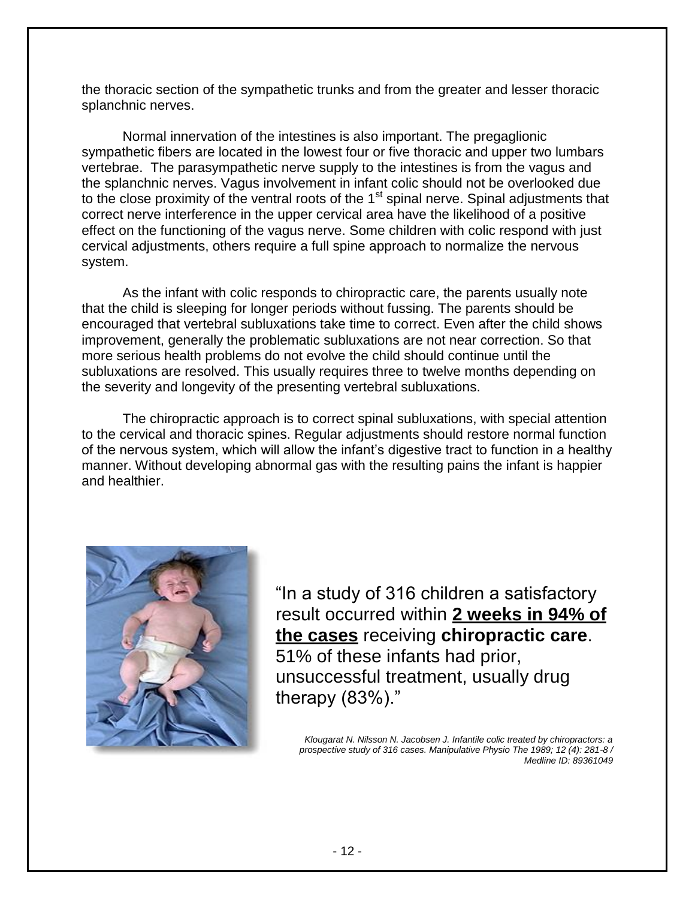the thoracic section of the sympathetic trunks and from the greater and lesser thoracic splanchnic nerves.

Normal innervation of the intestines is also important. The pregaglionic sympathetic fibers are located in the lowest four or five thoracic and upper two lumbars vertebrae. The parasympathetic nerve supply to the intestines is from the vagus and the splanchnic nerves. Vagus involvement in infant colic should not be overlooked due to the close proximity of the ventral roots of the 1st spinal nerve. Spinal adjustments that correct nerve interference in the upper cervical area have the likelihood of a positive effect on the functioning of the vagus nerve. Some children with colic respond with just cervical adjustments, others require a full spine approach to normalize the nervous system.

As the infant with colic responds to chiropractic care, the parents usually note that the child is sleeping for longer periods without fussing. The parents should be encouraged that vertebral subluxations take time to correct. Even after the child shows improvement, generally the problematic subluxations are not near correction. So that more serious health problems do not evolve the child should continue until the subluxations are resolved. This usually requires three to twelve months depending on the severity and longevity of the presenting vertebral subluxations.

The chiropractic approach is to correct spinal subluxations, with special attention to the cervical and thoracic spines. Regular adjustments should restore normal function of the nervous system, which will allow the infant's digestive tract to function in a healthy manner. Without developing abnormal gas with the resulting pains the infant is happier and healthier.

"In a study of 316 children a satisfactory result occurred within **2 weeks in 94% of the cases** receiving **chiropractic care**. 51% of these infants had prior, unsuccessful treatment, usually drug therapy (83%)."

*Klougarat N. Nilsson N. Jacobsen J. Infantile colic treated by chiropractors: a prospective study of 316 cases. Manipulative Physio The 1989; 12 (4): 281-8 / Medline ID: 89361049*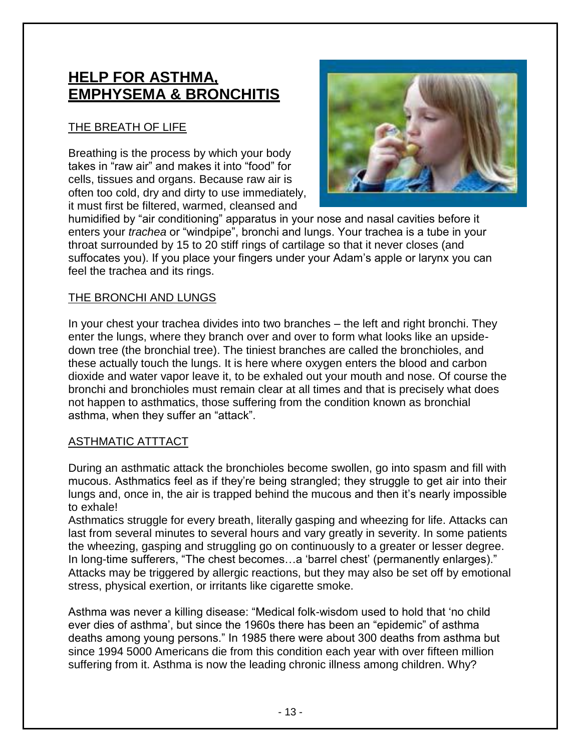# HELP FOR ASTHMA, EMPHYSEMA & BRONCHITIS

## THE BREATH OF LIFE

Breathing is the process by which your body takes in "raw air" and makes it into "food" for cells, tissues and organs. Because raw air is often too cold, dry and dirty to use immediately, it must first be filtered, warmed, cleansed and humidified by "air conditioning" apparatus in your nose and nasal cavities before it enters your *trachea* or "windpipe", bronchi and lungs. Your trachea is a tube in your throat surrounded by 15 to 20 stiff rings of cartilage so that it never closes (and suffocates you). If you place your fingers under your Adam's apple or larynx you can feel the trachea and its rings.

## THE BRONCHI AND LUNGS

In your chest your trachea divides into two branches – the left and right bronchi. They enter the lungs, where they branch over and over to form what looks like an upside-down tree (the bronchial tree). The tiniest branches are called the bronchioles, and these actually touch the lungs. It is here where oxygen enters the blood and carbon dioxide and water vapor leave it, to be exhaled out your mouth and nose. Of course the bronchi and bronchioles must remain clear at all times and that is precisely what does not happen to asthmatics, those suffering from the condition known as bronchial asthma, when they suffer an "attack".

## ASTHMATIC ATTTACT

During an asthmatic attack the bronchioles become swollen, go into spasm and fill with mucous. Asthmatics feel as if they're being strangled; they struggle to get air into their lungs and, once in, the air is trapped behind the mucous and then it's nearly impossible to exhale!

Asthmatics struggle for every breath, literally gasping and wheezing for life. Attacks can last from several minutes to several hours and vary greatly in severity. In some patients the wheezing, gasping and struggling go on continuously to a greater or lesser degree. In long-time sufferers, "The chest becomes…a 'barrel chest' (permanently enlarges)." Attacks may be triggered by allergic reactions, but they may also be set off by emotional stress, physical exertion, or irritants like cigarette smoke.

Asthma was never a killing disease: "Medical folk-wisdom used to hold that 'no child ever dies of asthma', but since the 1960s there has been an "epidemic" of asthma deaths among young persons." In 1985 there were about 300 deaths from asthma but since 1994 5000 Americans die from this condition each year with over fifteen million suffering from it. Asthma is now the leading chronic illness among children. Why?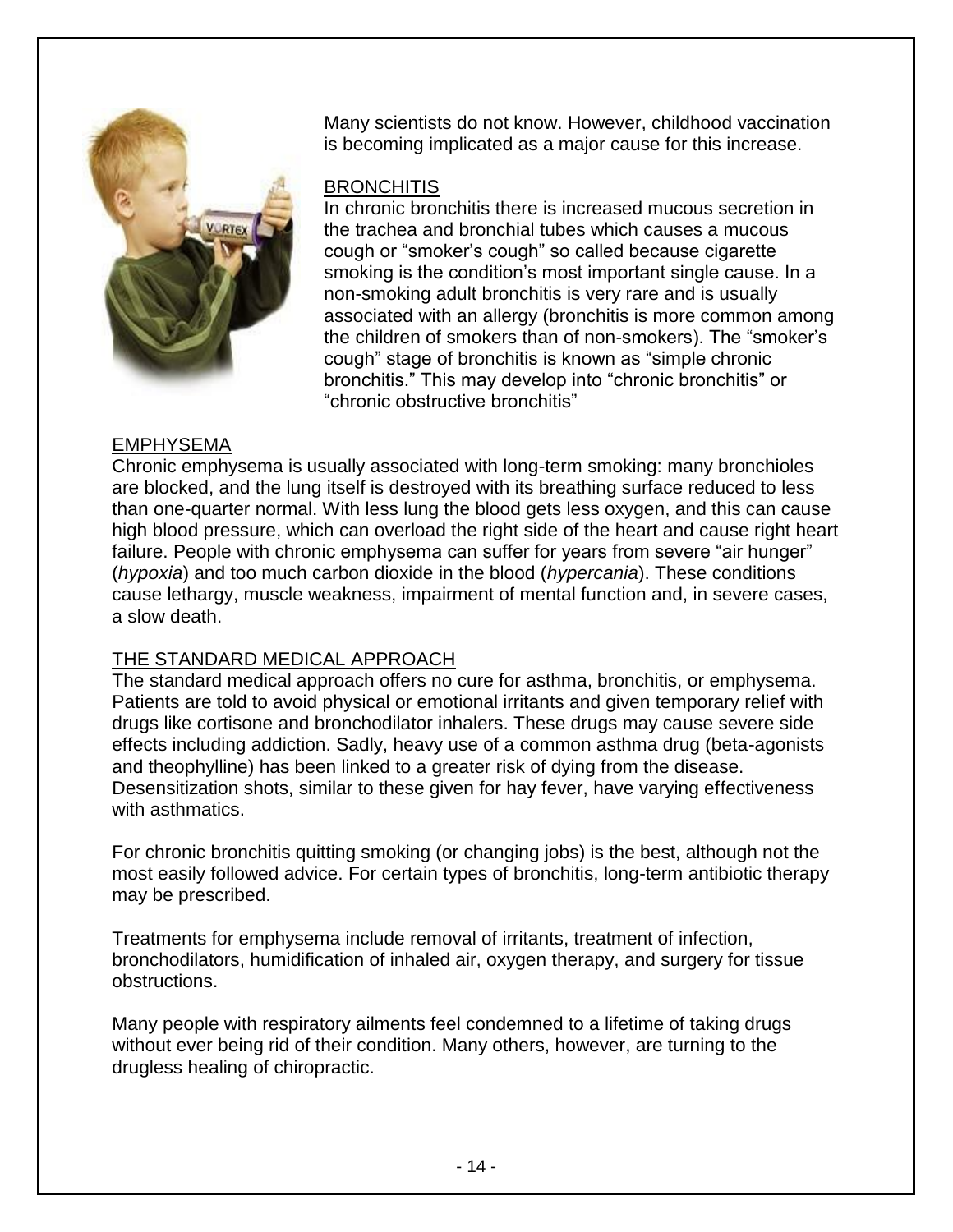Many scientists do not know. However, childhood vaccination is becoming implicated as a major cause for this increase.

## BRONCHITIS

In chronic bronchitis there is increased mucous secretion in the trachea and bronchial tubes which causes a mucous cough or "smoker's cough" so called because cigarette smoking is the condition's most important single cause. In a non-smoking adult bronchitis is very rare and is usually associated with an allergy (bronchitis is more common among the children of smokers than of non-smokers). The "smoker's cough" stage of bronchitis is known as "simple chronic bronchitis." This may develop into "chronic bronchitis" or "chronic obstructive bronchitis"

## EMPHYSEMA

Chronic emphysema is usually associated with long-term smoking: many bronchioles are blocked, and the lung itself is destroyed with its breathing surface reduced to less than one-quarter normal. With less lung the blood gets less oxygen, and this can cause high blood pressure, which can overload the right side of the heart and cause right heart failure. People with chronic emphysema can suffer for years from severe "air hunger" (*hypoxia*) and too much carbon dioxide in the blood (*hypercania*). These conditions cause lethargy, muscle weakness, impairment of mental function and, in severe cases, a slow death.

## THE STANDARD MEDICAL APPROACH

The standard medical approach offers no cure for asthma, bronchitis, or emphysema. Patients are told to avoid physical or emotional irritants and given temporary relief with drugs like cortisone and bronchodilator inhalers. These drugs may cause severe side effects including addiction. Sadly, heavy use of a common asthma drug (beta-agonists and theophylline) has been linked to a greater risk of dying from the disease. Desensitization shots, similar to these given for hay fever, have varying effectiveness with asthmatics.

For chronic bronchitis quitting smoking (or changing jobs) is the best, although not the most easily followed advice. For certain types of bronchitis, long-term antibiotic therapy may be prescribed.

Treatments for emphysema include removal of irritants, treatment of infection, bronchodilators, humidification of inhaled air, oxygen therapy, and surgery for tissue obstructions.

Many people with respiratory ailments feel condemned to a lifetime of taking drugs without ever being rid of their condition. Many others, however, are turning to the drugless healing of chiropractic.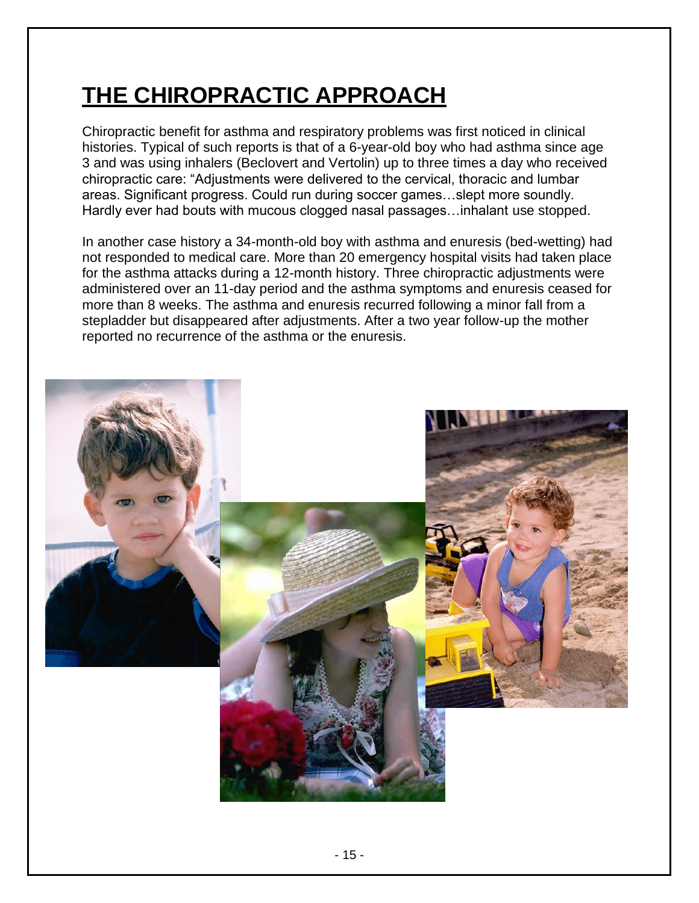# THE CHIROPRACTIC APPROACH

Chiropractic benefit for asthma and respiratory problems was first noticed in clinical histories. Typical of such reports is that of a 6-year-old boy who had asthma since age 3 and was using inhalers (Beclovert and Vertolin) up to three times a day who received chiropractic care: "Adjustments were delivered to the cervical, thoracic and lumbar areas. Significant progress. Could run during soccer games…slept more soundly. Hardly ever had bouts with mucous clogged nasal passages…inhalant use stopped.

In another case history a 34-month-old boy with asthma and enuresis (bed-wetting) had not responded to medical care. More than 20 emergency hospital visits had taken place for the asthma attacks during a 12-month history. Three chiropractic adjustments were administered over an 11-day period and the asthma symptoms and enuresis ceased for more than 8 weeks. The asthma and enuresis recurred following a minor fall from a stepladder but disappeared after adjustments. After a two year follow-up the mother reported no recurrence of the asthma or the enuresis.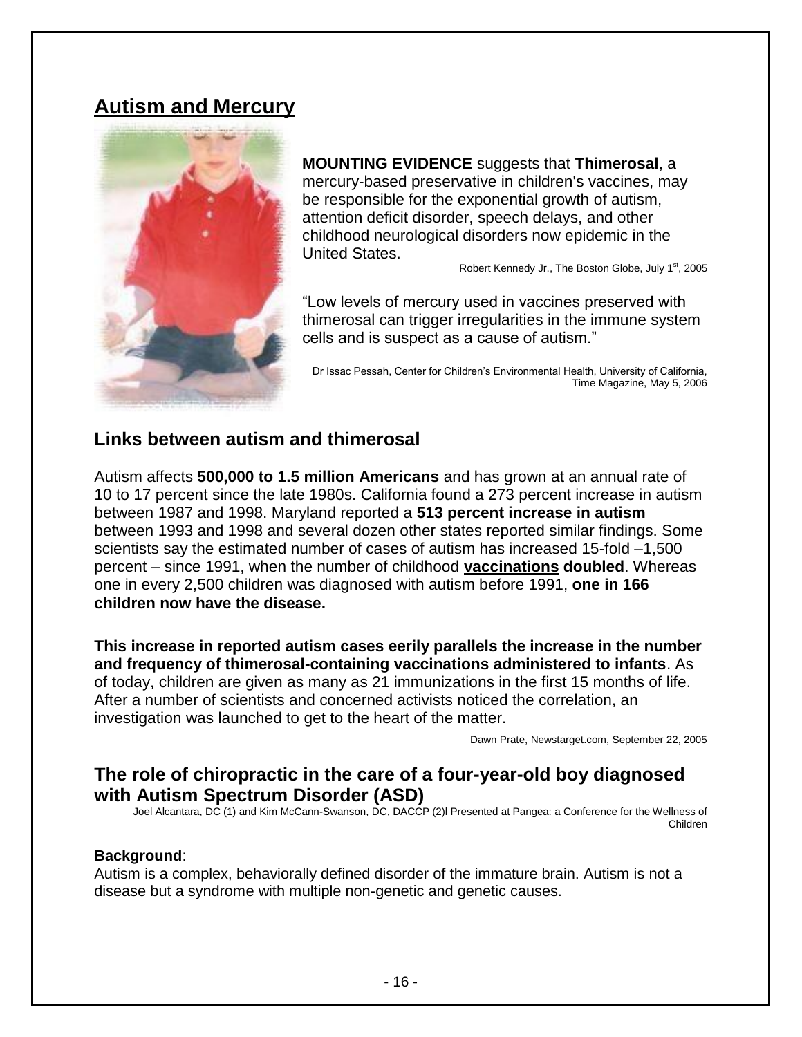## Autism and Mercury

**MOUNTING EVIDENCE** suggests that **Thimerosal**, a mercury-based preservative in children's vaccines, may be responsible for the exponential growth of autism, attention deficit disorder, speech delays, and other childhood neurological disorders now epidemic in the United States.

Robert Kennedy Jr., The Boston Globe, July 1st, 2005

"Low levels of mercury used in vaccines preserved with thimerosal can trigger irregularities in the immune system cells and is suspect as a cause of autism."

Dr Issac Pessah, Center for Children's Environmental Health, University of California, Time Magazine, May 5, 2006

### Links between autism and thimerosal

Autism affects **500,000 to 1.5 million Americans** and has grown at an annual rate of 10 to 17 percent since the late 1980s. California found a 273 percent increase in autism between 1987 and 1998. Maryland reported a **513 percent increase in autism** between 1993 and 1998 and several dozen other states reported similar findings. Some scientists say the estimated number of cases of autism has increased 15-fold –1,500 percent – since 1991, when the number of childhood **vaccinations doubled**. Whereas one in every 2,500 children was diagnosed with autism before 1991, **one in 166 children now have the disease.**

**This increase in reported autism cases eerily parallels the increase in the number and frequency of thimerosal-containing vaccinations administered to infants**. As of today, children are given as many as 21 immunizations in the first 15 months of life. After a number of scientists and concerned activists noticed the correlation, an investigation was launched to get to the heart of the matter.

Dawn Prate, Newstarget.com, September 22, 2005

### The role of chiropractic in the care of a four-year-old boy diagnosed with Autism Spectrum Disorder (ASD)

Joel Alcantara, DC (1) and Kim McCann-Swanson, DC, DACCP (2)l Presented at Pangea: a Conference for the Wellness of Children

**Background**:

Autism is a complex, behaviorally defined disorder of the immature brain. Autism is not a disease but a syndrome with multiple non-genetic and genetic causes.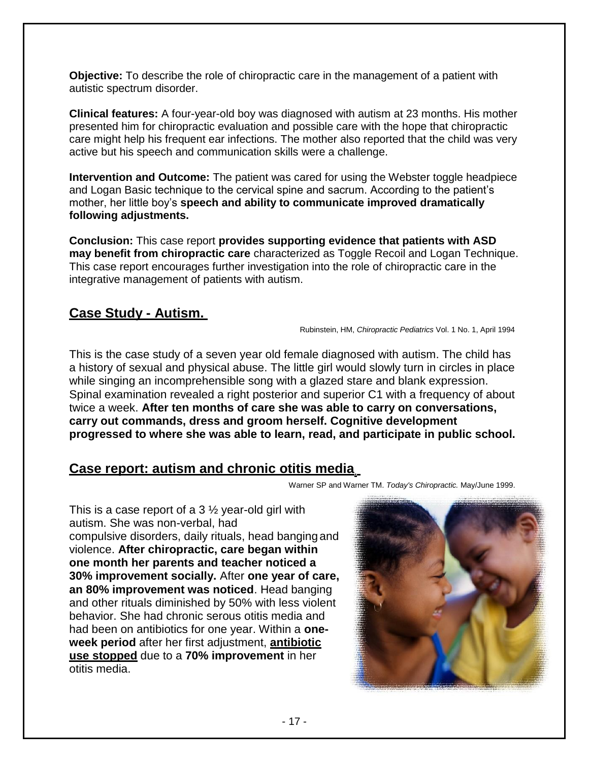**Objective:** To describe the role of chiropractic care in the management of a patient with autistic spectrum disorder.

**Clinical features:** A four-year-old boy was diagnosed with autism at 23 months. His mother presented him for chiropractic evaluation and possible care with the hope that chiropractic care might help his frequent ear infections. The mother also reported that the child was very active but his speech and communication skills were a challenge.

**Intervention and Outcome:** The patient was cared for using the Webster toggle headpiece and Logan Basic technique to the cervical spine and sacrum. According to the patient's mother, her little boy's **speech and ability to communicate improved dramatically following adjustments.**

**Conclusion:** This case report **provides supporting evidence that patients with ASD may benefit from chiropractic care** characterized as Toggle Recoil and Logan Technique. This case report encourages further investigation into the role of chiropractic care in the integrative management of patients with autism.

## Case Study - Autism.

Rubinstein, HM, *Chiropractic Pediatrics* Vol. 1 No. 1, April 1994

This is the case study of a seven year old female diagnosed with autism. The child has a history of sexual and physical abuse. The little girl would slowly turn in circles in place while singing an incomprehensible song with a glazed stare and blank expression. Spinal examination revealed a right posterior and superior C1 with a frequency of about twice a week. **After ten months of care she was able to carry on conversations, carry out commands, dress and groom herself. Cognitive development progressed to where she was able to learn, read, and participate in public school.**

## Case report: autism and chronic otitis media.

Warner SP and Warner TM. *Today's Chiropractic.* May/June 1999.

This is a case report of a 3 ½ year-old girl with autism. She was non-verbal, had compulsive disorders, daily rituals, head banging and violence. **After chiropractic, care began within one month her parents and teacher noticed a 30% improvement socially.** After **one year of care, an 80% improvement was noticed**. Head banging and other rituals diminished by 50% with less violent behavior. She had chronic serous otitis media and had been on antibiotics for one year. Within a **one-week period** after her first adjustment, **antibiotic use stopped** due to a **70% improvement** in her otitis media.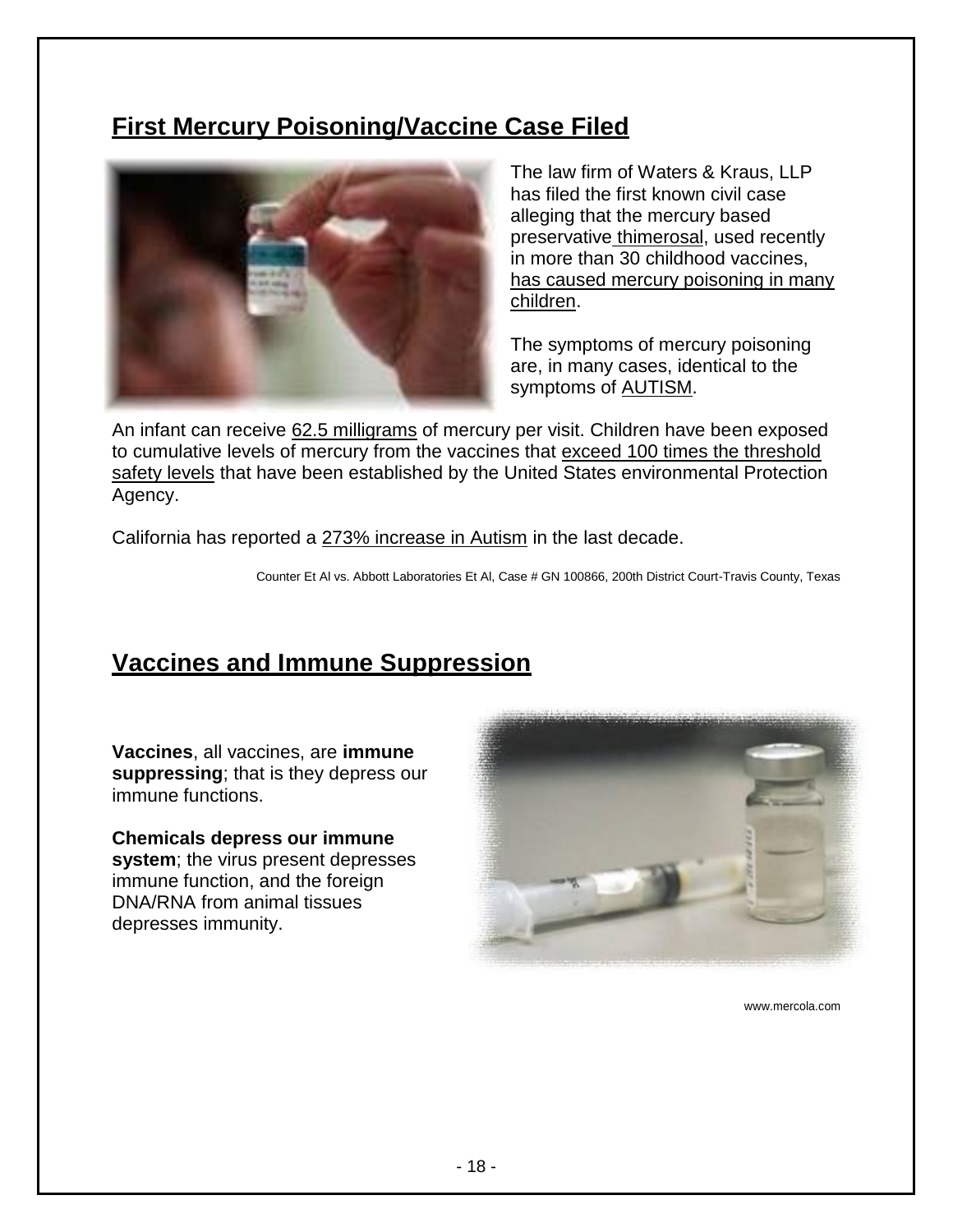## First Mercury Poisoning/Vaccine Case Filed

The law firm of Waters & Kraus, LLP has filed the first known civil case alleging that the mercury based preservative thimerosal, used recently in more than 30 childhood vaccines, has caused mercury poisoning in many children.

The symptoms of mercury poisoning are, in many cases, identical to the symptoms of AUTISM.

An infant can receive 62.5 milligrams of mercury per visit. Children have been exposed to cumulative levels of mercury from the vaccines that exceed 100 times the threshold safety levels that have been established by the United States environmental Protection Agency.

California has reported a 273% increase in Autism in the last decade.

Counter Et Al vs. Abbott Laboratories Et Al, Case # GN 100866, 200th District Court-Travis County, Texas

## Vaccines and Immune Suppression

**Vaccines**, all vaccines, are **immune suppressing**; that is they depress our immune functions.

**Chemicals depress our immune system**; the virus present depresses immune function, and the foreign DNA/RNA from animal tissues depresses immunity.

www.mercola.com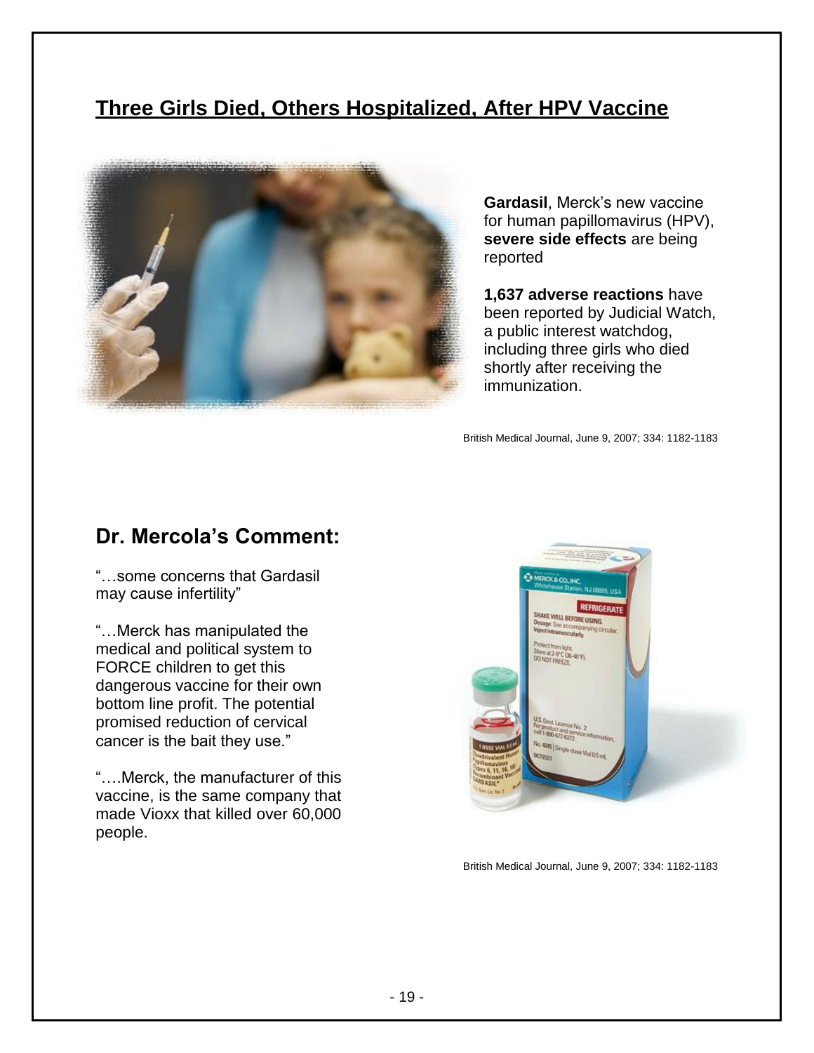## Three Girls Died, Others Hospitalized, After HPV Vaccine

**Gardasil**, Merck's new vaccine for human papillomavirus (HPV), **severe side effects** are being reported

**1,637 adverse reactions** have been reported by Judicial Watch, a public interest watchdog, including three girls who died shortly after receiving the immunization.

British Medical Journal, June 9, 2007; 334: 1182-1183

## Dr. Mercola's Comment:

"…some concerns that Gardasil may cause infertility"

"…Merck has manipulated the medical and political system to FORCE children to get this dangerous vaccine for their own bottom line profit. The potential promised reduction of cervical cancer is the bait they use."

"….Merck, the manufacturer of this vaccine, is the same company that made Vioxx that killed over 60,000 people.

British Medical Journal, June 9, 2007; 334: 1182-1183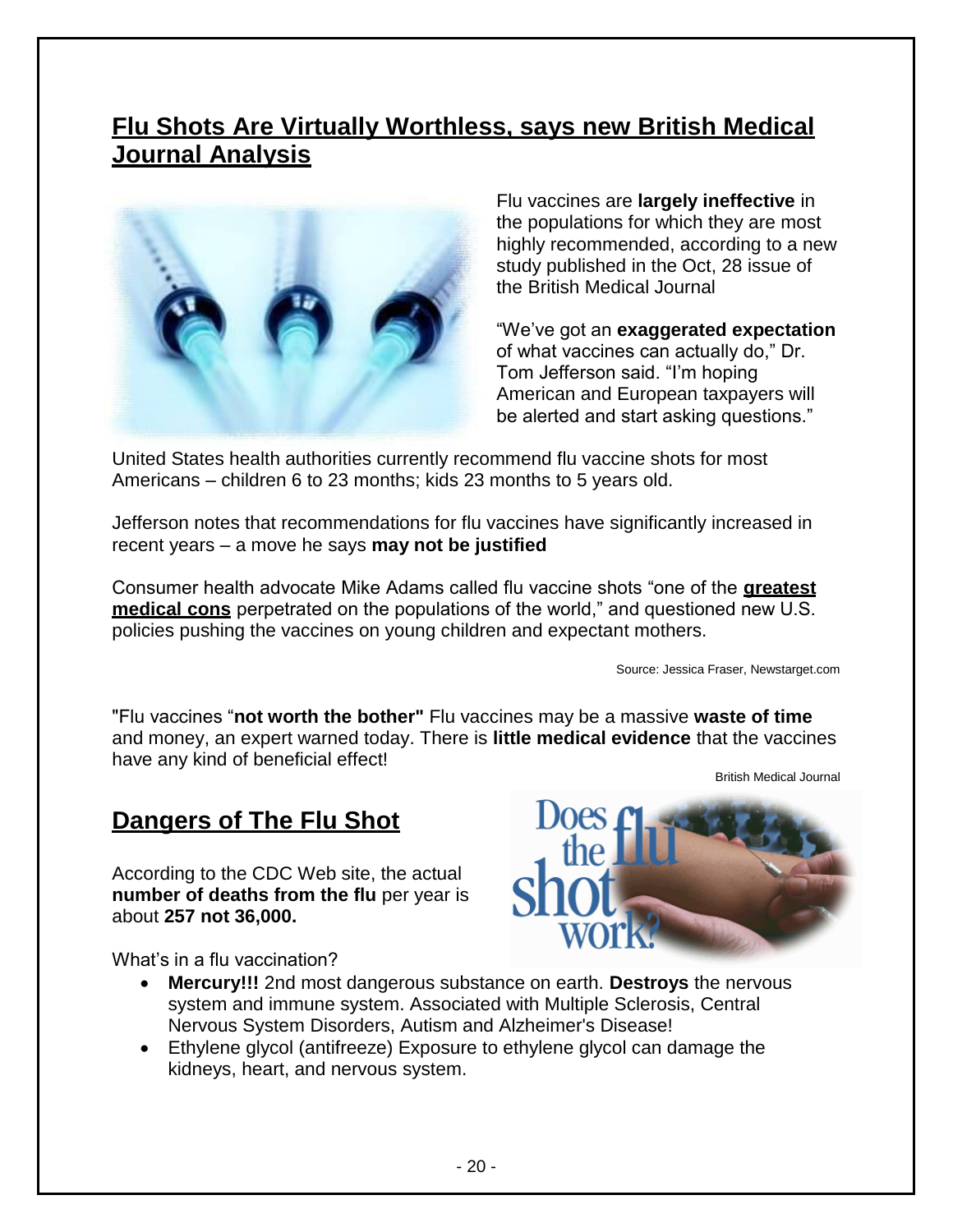## Flu Shots Are Virtually Worthless, says new British Medical Journal Analysis

Flu vaccines are **largely ineffective** in the populations for which they are most highly recommended, according to a new study published in the Oct, 28 issue of the British Medical Journal

"We've got an **exaggerated expectation** of what vaccines can actually do," Dr. Tom Jefferson said. "I'm hoping American and European taxpayers will be alerted and start asking questions."

United States health authorities currently recommend flu vaccine shots for most Americans – children 6 to 23 months; kids 23 months to 5 years old.

Jefferson notes that recommendations for flu vaccines have significantly increased in recent years – a move he says **may not be justified**

Consumer health advocate Mike Adams called flu vaccine shots "one of the **greatest medical cons** perpetrated on the populations of the world," and questioned new U.S. policies pushing the vaccines on young children and expectant mothers.

Source: Jessica Fraser, Newstarget.com

"Flu vaccines "**not worth the bother"** Flu vaccines may be a massive **waste of time** and money, an expert warned today. There is **little medical evidence** that the vaccines have any kind of beneficial effect!

British Medical Journal

## Dangers of The Flu Shot

According to the CDC Web site, the actual **number of deaths from the flu** per year is about **257 not 36,000.**

What's in a flu vaccination?

- **Mercury!!!** 2nd most dangerous substance on earth. **Destroys** the nervous system and immune system. Associated with Multiple Sclerosis, Central Nervous System Disorders, Autism and Alzheimer's Disease!
- Ethylene glycol (antifreeze) Exposure to ethylene glycol can damage the kidneys, heart, and nervous system.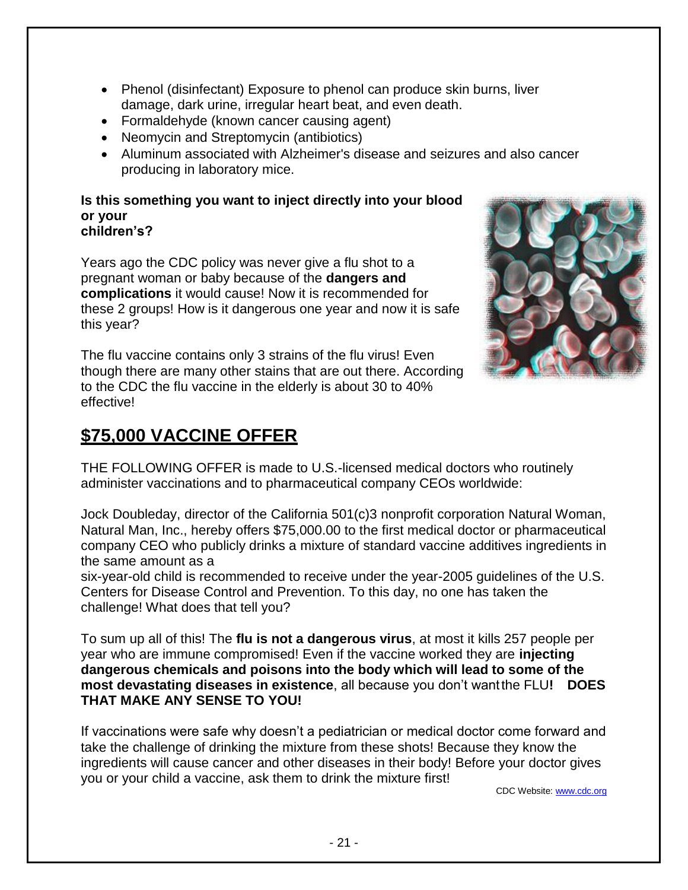- Phenol (disinfectant) Exposure to phenol can produce skin burns, liver damage, dark urine, irregular heart beat, and even death.
- Formaldehyde (known cancer causing agent)
- Neomycin and Streptomycin (antibiotics)
- Aluminum associated with Alzheimer's disease and seizures and also cancer producing in laboratory mice.

**Is this something you want to inject directly into your blood or your children's?**

Years ago the CDC policy was never give a flu shot to a pregnant woman or baby because of the **dangers and complications** it would cause! Now it is recommended for these 2 groups! How is it dangerous one year and now it is safe this year?

The flu vaccine contains only 3 strains of the flu virus! Even though there are many other stains that are out there. According to the CDC the flu vaccine in the elderly is about 30 to 40% effective!

## $75,000 VACCINE OFFER

THE FOLLOWING OFFER is made to U.S.-licensed medical doctors who routinely administer vaccinations and to pharmaceutical company CEOs worldwide:

Jock Doubleday, director of the California 501(c)3 nonprofit corporation Natural Woman, Natural Man, Inc., hereby offers $75,000.00 to the first medical doctor or pharmaceutical company CEO who publicly drinks a mixture of standard vaccine additives ingredients in the same amount as a six-year-old child is recommended to receive under the year-2005 guidelines of the U.S. Centers for Disease Control and Prevention. To this day, no one has taken the challenge! What does that tell you?

To sum up all of this! The **flu is not a dangerous virus**, at most it kills 257 people per year who are immune compromised! Even if the vaccine worked they are **injecting dangerous chemicals and poisons into the body which will lead to some of the most devastating diseases in existence**, all because you don't want the FLU**! DOES THAT MAKE ANY SENSE TO YOU!**

If vaccinations were safe why doesn't a pediatrician or medical doctor come forward and take the challenge of drinking the mixture from these shots! Because they know the ingredients will cause cancer and other diseases in their body! Before your doctor gives you or your child a vaccine, ask them to drink the mixture first!

CDC Website: www.cdc.org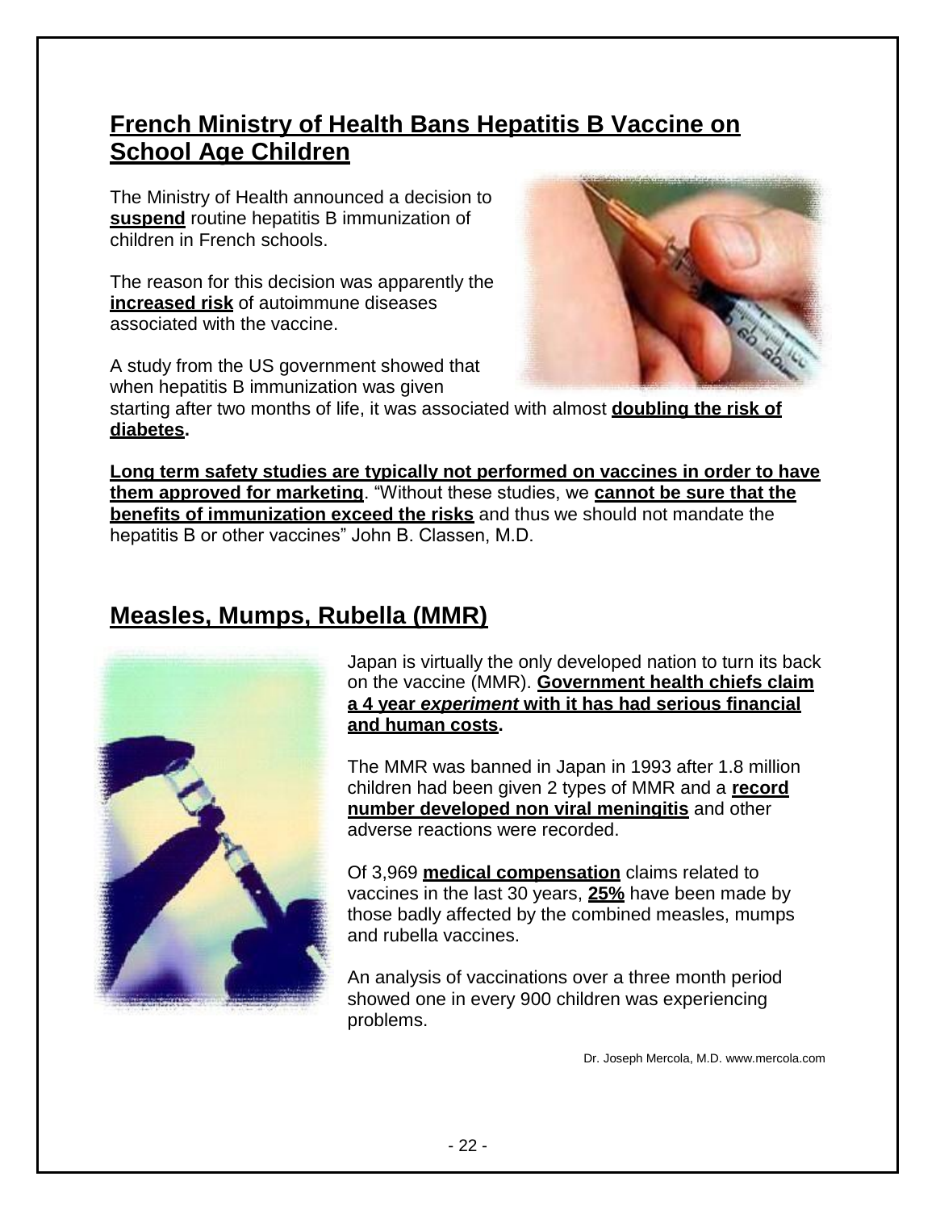## French Ministry of Health Bans Hepatitis B Vaccine on School Age Children

The Ministry of Health announced a decision to **suspend** routine hepatitis B immunization of children in French schools.

The reason for this decision was apparently the **increased risk** of autoimmune diseases associated with the vaccine.

A study from the US government showed that when hepatitis B immunization was given starting after two months of life, it was associated with almost **doubling the risk of diabetes.**

**Long term safety studies are typically not performed on vaccines in order to have them approved for marketing**. "Without these studies, we **cannot be sure that the benefits of immunization exceed the risks** and thus we should not mandate the hepatitis B or other vaccines" John B. Classen, M.D.

## Measles, Mumps, Rubella (MMR)

Japan is virtually the only developed nation to turn its back on the vaccine (MMR). **Government health chiefs claim a 4 year *experiment* with it has had serious financial and human costs.**

The MMR was banned in Japan in 1993 after 1.8 million children had been given 2 types of MMR and a **record number developed non viral meningitis** and other adverse reactions were recorded.

Of 3,969 **medical compensation** claims related to vaccines in the last 30 years, **25%** have been made by those badly affected by the combined measles, mumps and rubella vaccines.

An analysis of vaccinations over a three month period showed one in every 900 children was experiencing problems.

Dr. Joseph Mercola, M.D. www.mercola.com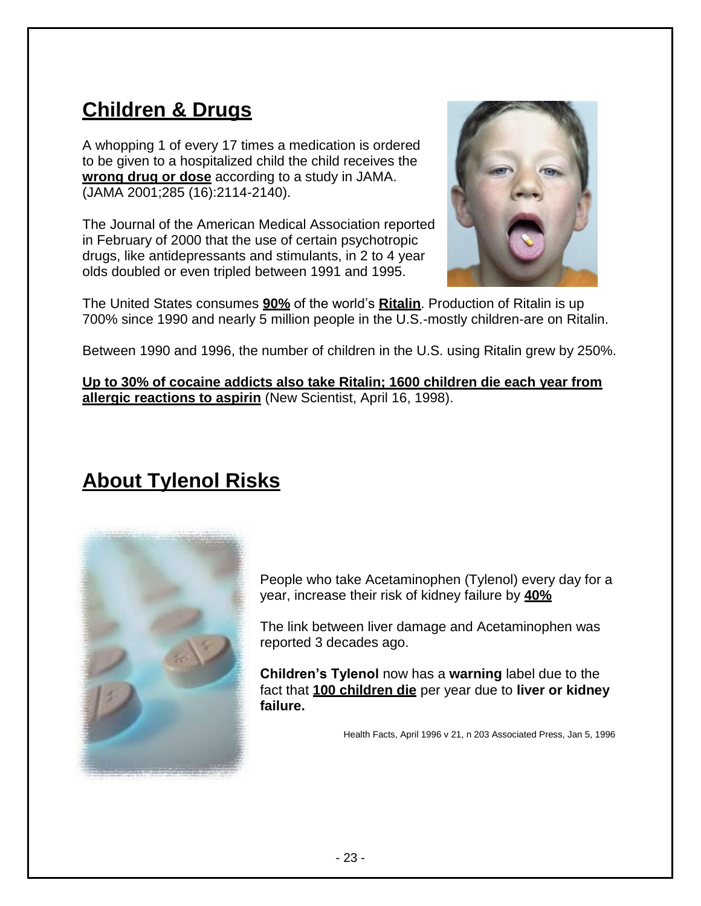## Children & Drugs

A whopping 1 of every 17 times a medication is ordered to be given to a hospitalized child the child receives the **wrong drug or dose** according to a study in JAMA. (JAMA 2001;285 (16):2114-2140).

The Journal of the American Medical Association reported in February of 2000 that the use of certain psychotropic drugs, like antidepressants and stimulants, in 2 to 4 year olds doubled or even tripled between 1991 and 1995.

The United States consumes **90%** of the world's **Ritalin**. Production of Ritalin is up 700% since 1990 and nearly 5 million people in the U.S.-mostly children-are on Ritalin.

Between 1990 and 1996, the number of children in the U.S. using Ritalin grew by 250%.

**Up to 30% of cocaine addicts also take Ritalin; 1600 children die each year from allergic reactions to aspirin** (New Scientist, April 16, 1998).

## About Tylenol Risks

People who take Acetaminophen (Tylenol) every day for a year, increase their risk of kidney failure by **40%**

The link between liver damage and Acetaminophen was reported 3 decades ago.

**Children's Tylenol** now has a **warning** label due to the fact that **100 children die** per year due to **liver or kidney failure.**

Health Facts, April 1996 v 21, n 203 Associated Press, Jan 5, 1996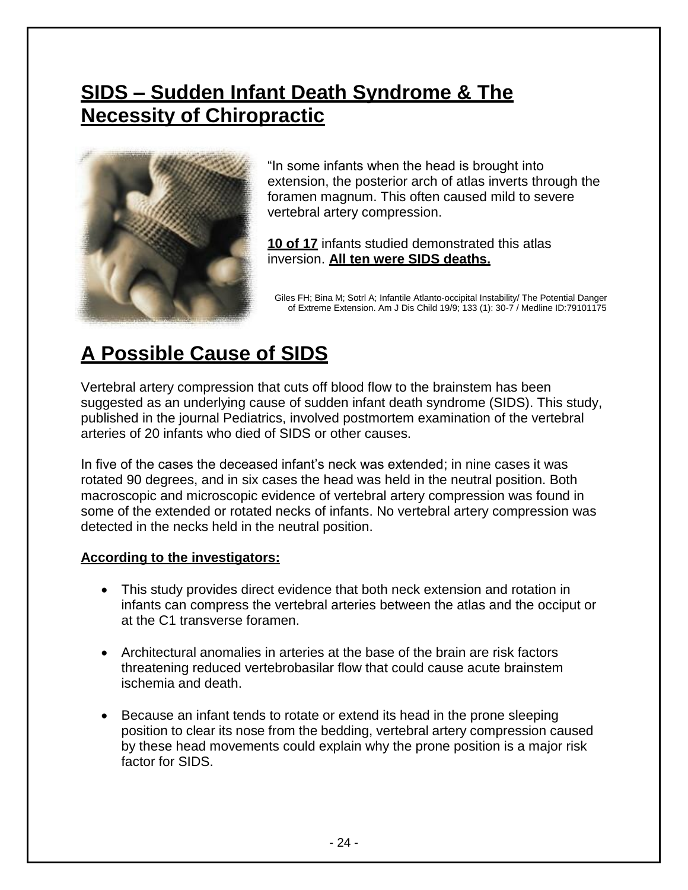# SIDS – Sudden Infant Death Syndrome & The Necessity of Chiropractic

"In some infants when the head is brought into extension, the posterior arch of atlas inverts through the foramen magnum. This often caused mild to severe vertebral artery compression.

**10 of 17** infants studied demonstrated this atlas inversion. **All ten were SIDS deaths.**

Giles FH; Bina M; Sotrl A; Infantile Atlanto-occipital Instability/ The Potential Danger of Extreme Extension. Am J Dis Child 19/9; 133 (1): 30-7 / Medline ID:79101175

# A Possible Cause of SIDS

Vertebral artery compression that cuts off blood flow to the brainstem has been suggested as an underlying cause of sudden infant death syndrome (SIDS). This study, published in the journal Pediatrics, involved postmortem examination of the vertebral arteries of 20 infants who died of SIDS or other causes.

In five of the cases the deceased infant's neck was extended; in nine cases it was rotated 90 degrees, and in six cases the head was held in the neutral position. Both macroscopic and microscopic evidence of vertebral artery compression was found in some of the extended or rotated necks of infants. No vertebral artery compression was detected in the necks held in the neutral position.

**According to the investigators:**

- This study provides direct evidence that both neck extension and rotation in infants can compress the vertebral arteries between the atlas and the occiput or at the C1 transverse foramen.
- Architectural anomalies in arteries at the base of the brain are risk factors threatening reduced vertebrobasilar flow that could cause acute brainstem ischemia and death.
- Because an infant tends to rotate or extend its head in the prone sleeping position to clear its nose from the bedding, vertebral artery compression caused by these head movements could explain why the prone position is a major risk factor for SIDS.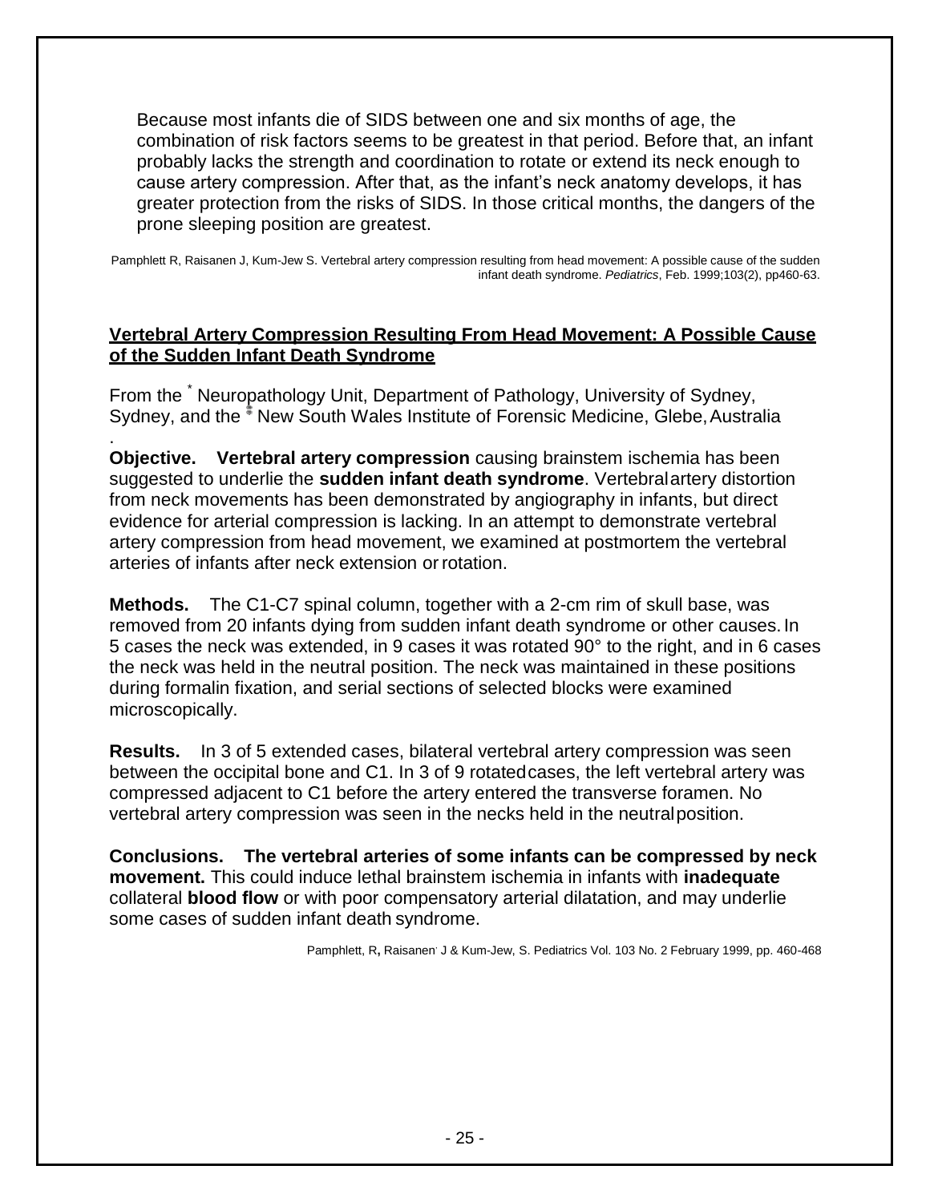Because most infants die of SIDS between one and six months of age, the combination of risk factors seems to be greatest in that period. Before that, an infant probably lacks the strength and coordination to rotate or extend its neck enough to cause artery compression. After that, as the infant's neck anatomy develops, it has greater protection from the risks of SIDS. In those critical months, the dangers of the prone sleeping position are greatest.

Pamphlett R, Raisanen J, Kum-Jew S. Vertebral artery compression resulting from head movement: A possible cause of the sudden infant death syndrome. *Pediatrics*, Feb. 1999;103(2), pp460-63.

## Vertebral Artery Compression Resulting From Head Movement: A Possible Cause of the Sudden Infant Death Syndrome

From the [*] Neuropathology Unit, Department of Pathology, University of Sydney, Sydney, and the [‡] New South Wales Institute of Forensic Medicine, Glebe, Australia

.

**Objective. Vertebral artery compression** causing brainstem ischemia has been suggested to underlie the **sudden infant death syndrome**. Vertebral artery distortion from neck movements has been demonstrated by angiography in infants, but direct evidence for arterial compression is lacking. In an attempt to demonstrate vertebral artery compression from head movement, we examined at postmortem the vertebral arteries of infants after neck extension or rotation.

**Methods.** The C1-C7 spinal column, together with a 2-cm rim of skull base, was removed from 20 infants dying from sudden infant death syndrome or other causes. In 5 cases the neck was extended, in 9 cases it was rotated 90° to the right, and in 6 cases the neck was held in the neutral position. The neck was maintained in these positions during formalin fixation, and serial sections of selected blocks were examined microscopically.

**Results.** In 3 of 5 extended cases, bilateral vertebral artery compression was seen between the occipital bone and C1. In 3 of 9 rotated cases, the left vertebral artery was compressed adjacent to C1 before the artery entered the transverse foramen. No vertebral artery compression was seen in the necks held in the neutral position.

**Conclusions. The vertebral arteries of some infants can be compressed by neck movement.** This could induce lethal brainstem ischemia in infants with **inadequate** collateral **blood flow** or with poor compensatory arterial dilatation, and may underlie some cases of sudden infant death syndrome.

Pamphlett, R**,** Raisanen, J & Kum-Jew, S. Pediatrics Vol. 103 No. 2 February 1999, pp. 460-468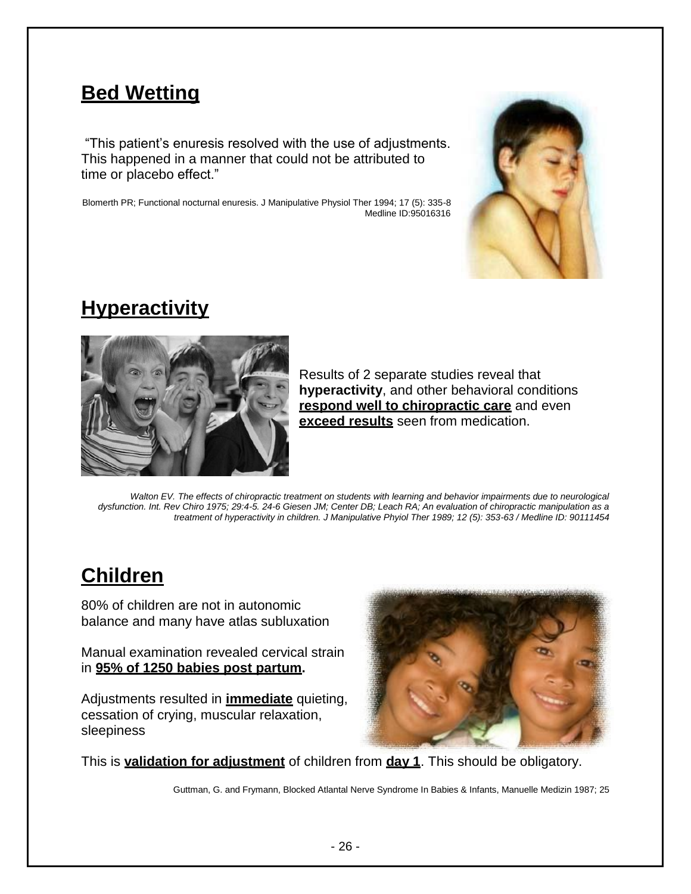## Bed Wetting

"This patient's enuresis resolved with the use of adjustments. This happened in a manner that could not be attributed to time or placebo effect."

Blomerth PR; Functional nocturnal enuresis. J Manipulative Physiol Ther 1994; 17 (5): 335-8 Medline ID:95016316

## Hyperactivity

Results of 2 separate studies reveal that **hyperactivity**, and other behavioral conditions **respond well to chiropractic care** and even **exceed results** seen from medication.

*Walton EV. The effects of chiropractic treatment on students with learning and behavior impairments due to neurological dysfunction. Int. Rev Chiro 1975; 29:4-5. 24-6 Giesen JM; Center DB; Leach RA; An evaluation of chiropractic manipulation as a treatment of hyperactivity in children. J Manipulative Phyiol Ther 1989; 12 (5): 353-63 / Medline ID: 90111454*

## Children

80% of children are not in autonomic balance and many have atlas subluxation

Manual examination revealed cervical strain in **95% of 1250 babies post partum.**

Adjustments resulted in **immediate** quieting, cessation of crying, muscular relaxation, sleepiness

This is **validation for adjustment** of children from **day 1**. This should be obligatory.

Guttman, G. and Frymann, Blocked Atlantal Nerve Syndrome In Babies & Infants, Manuelle Medizin 1987; 25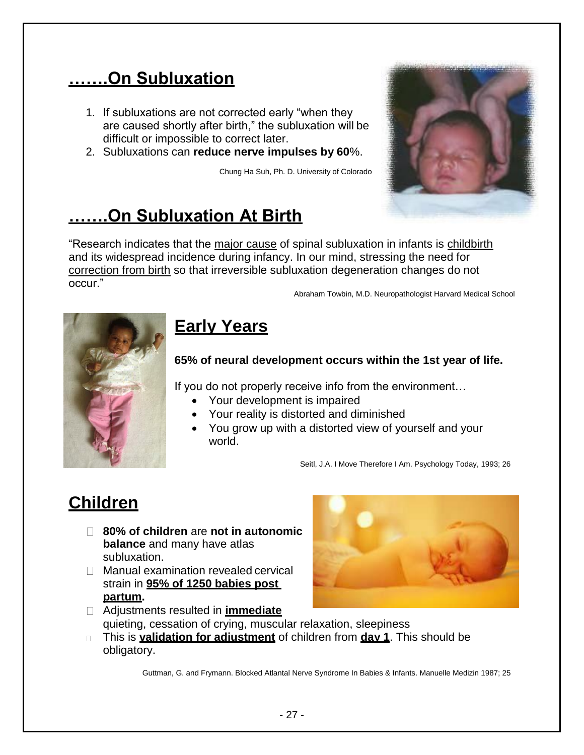## …….On Subluxation

1. If subluxations are not corrected early "when they are caused shortly after birth," the subluxation will be difficult or impossible to correct later.
2. Subluxations can **reduce nerve impulses by 60**%.

Chung Ha Suh, Ph. D. University of Colorado

## …….On Subluxation At Birth

"Research indicates that the major cause of spinal subluxation in infants is childbirth and its widespread incidence during infancy. In our mind, stressing the need for correction from birth so that irreversible subluxation degeneration changes do not occur."

Abraham Towbin, M.D. Neuropathologist Harvard Medical School

## Early Years

**65% of neural development occurs within the 1st year of life.**

If you do not properly receive info from the environment…

- Your development is impaired
- Your reality is distorted and diminished
- You grow up with a distorted view of yourself and your world.

Seitl, J.A. I Move Therefore I Am. Psychology Today, 1993; 26

## Children

- **80% of children** are **not in autonomic balance** and many have atlas subluxation.
- Manual examination revealed cervical strain in **95% of 1250 babies post partum.**
- Adjustments resulted in **immediate** quieting, cessation of crying, muscular relaxation, sleepiness
- This is **validation for adjustment** of children from **day 1**. This should be obligatory.

Guttman, G. and Frymann. Blocked Atlantal Nerve Syndrome In Babies & Infants. Manuelle Medizin 1987; 25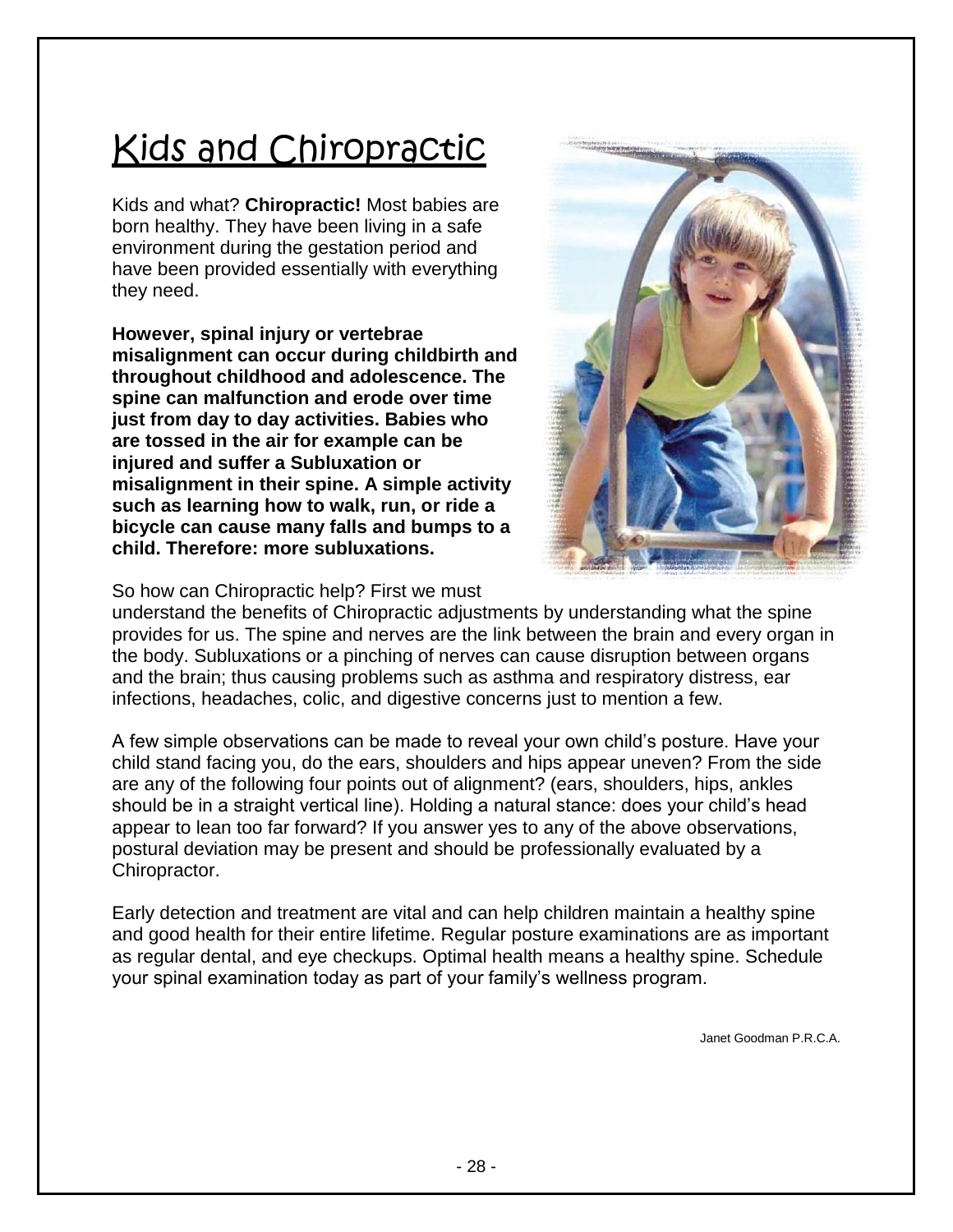# Kids and Chiropractic

Kids and what? **Chiropractic!** Most babies are born healthy. They have been living in a safe environment during the gestation period and have been provided essentially with everything they need.

**However, spinal injury or vertebrae misalignment can occur during childbirth and throughout childhood and adolescence. The spine can malfunction and erode over time just from day to day activities. Babies who are tossed in the air for example can be injured and suffer a Subluxation or misalignment in their spine. A simple activity such as learning how to walk, run, or ride a bicycle can cause many falls and bumps to a child. Therefore: more subluxations.**

So how can Chiropractic help? First we must understand the benefits of Chiropractic adjustments by understanding what the spine provides for us. The spine and nerves are the link between the brain and every organ in the body. Subluxations or a pinching of nerves can cause disruption between organs and the brain; thus causing problems such as asthma and respiratory distress, ear infections, headaches, colic, and digestive concerns just to mention a few.

A few simple observations can be made to reveal your own child's posture. Have your child stand facing you, do the ears, shoulders and hips appear uneven? From the side are any of the following four points out of alignment? (ears, shoulders, hips, ankles should be in a straight vertical line). Holding a natural stance: does your child's head appear to lean too far forward? If you answer yes to any of the above observations, postural deviation may be present and should be professionally evaluated by a Chiropractor.

Early detection and treatment are vital and can help children maintain a healthy spine and good health for their entire lifetime. Regular posture examinations are as important as regular dental, and eye checkups. Optimal health means a healthy spine. Schedule your spinal examination today as part of your family's wellness program.

Janet Goodman P.R.C.A.